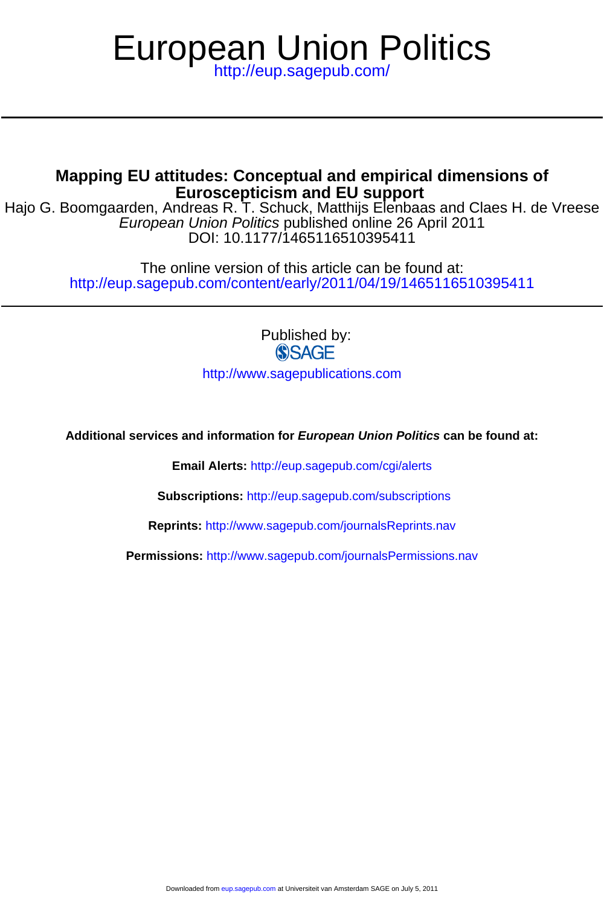# European Union Politics

http://eup.sagepub.com/

## Mapping EU attitudes: Conceptual and empirical dimensions of Euroscepticism and EU support

Hajo G. Boomgaarden, Andreas R. T. Schuck, Matthijs Elenbaas and Claes H. de Vreese

*European Union Politics* published online 26 April 2011

DOI: 10.1177/1465116510395411

The online version of this article can be found at:

http://eup.sagepub.com/content/early/2011/04/19/1465116510395411

Published by:

SAGE

http://www.sagepublications.com

**Additional services and information for *European Union Politics* can be found at:**

**Email Alerts:** http://eup.sagepub.com/cgi/alerts

**Subscriptions:** http://eup.sagepub.com/subscriptions

**Reprints:** http://www.sagepub.com/journalsReprints.nav

**Permissions:** http://www.sagepub.com/journalsPermissions.nav

Downloaded from eup.sagepub.com at Universiteit van Amsterdam SAGE on July 5, 2011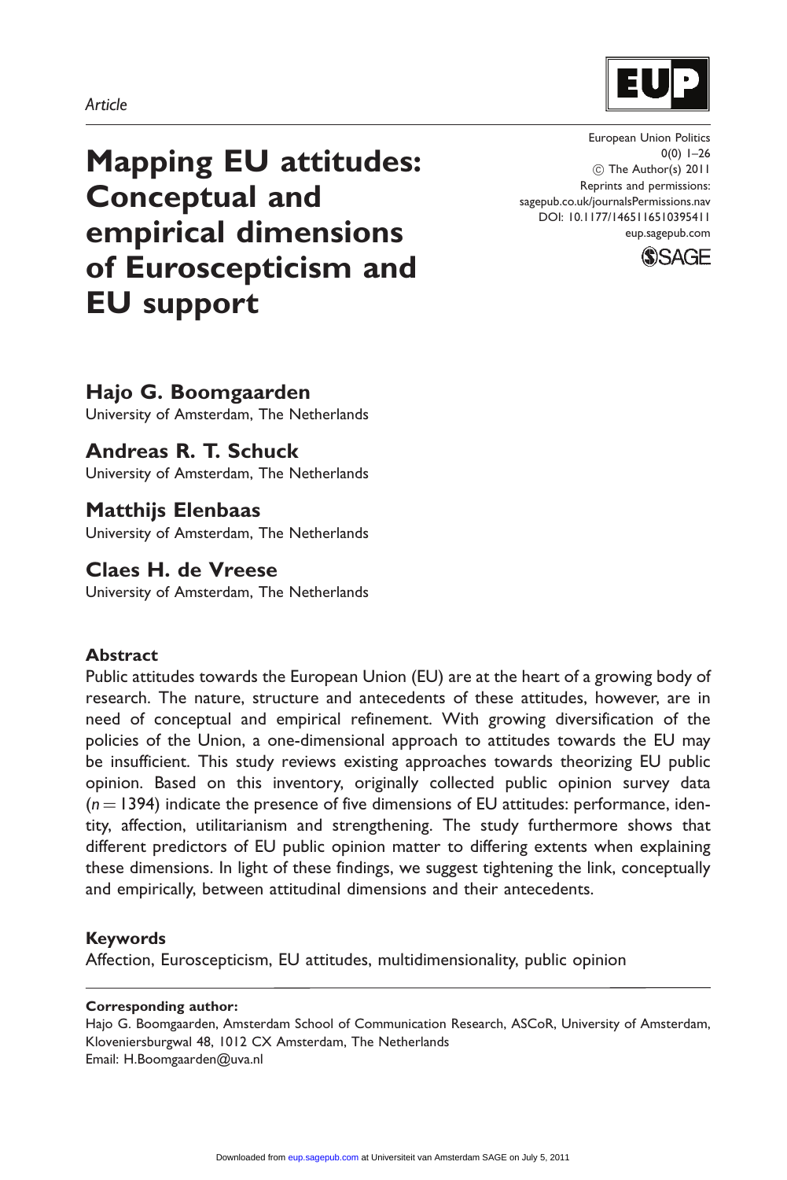Article

# Mapping EU attitudes: Conceptual and empirical dimensions of Euroscepticism and EU support

European Union Politics
0(0) 1–26
© The Author(s) 2011
Reprints and permissions: sagepub.co.uk/journalsPermissions.nav
DOI: 10.1177/1465116510395411
eup.sagepub.com

**Hajo G. Boomgaarden**
University of Amsterdam, The Netherlands

**Andreas R. T. Schuck**
University of Amsterdam, The Netherlands

**Matthijs Elenbaas**
University of Amsterdam, The Netherlands

**Claes H. de Vreese**
University of Amsterdam, The Netherlands

## Abstract

Public attitudes towards the European Union (EU) are at the heart of a growing body of research. The nature, structure and antecedents of these attitudes, however, are in need of conceptual and empirical refinement. With growing diversification of the policies of the Union, a one-dimensional approach to attitudes towards the EU may be insufficient. This study reviews existing approaches towards theorizing EU public opinion. Based on this inventory, originally collected public opinion survey data ($n = 1394$) indicate the presence of five dimensions of EU attitudes: performance, identity, affection, utilitarianism and strengthening. The study furthermore shows that different predictors of EU public opinion matter to differing extents when explaining these dimensions. In light of these findings, we suggest tightening the link, conceptually and empirically, between attitudinal dimensions and their antecedents.

## Keywords

Affection, Euroscepticism, EU attitudes, multidimensionality, public opinion

**Corresponding author:**
Hajo G. Boomgaarden, Amsterdam School of Communication Research, ASCoR, University of Amsterdam, Kloveniersburgwal 48, 1012 CX Amsterdam, The Netherlands
Email: H.Boomgaarden@uva.nl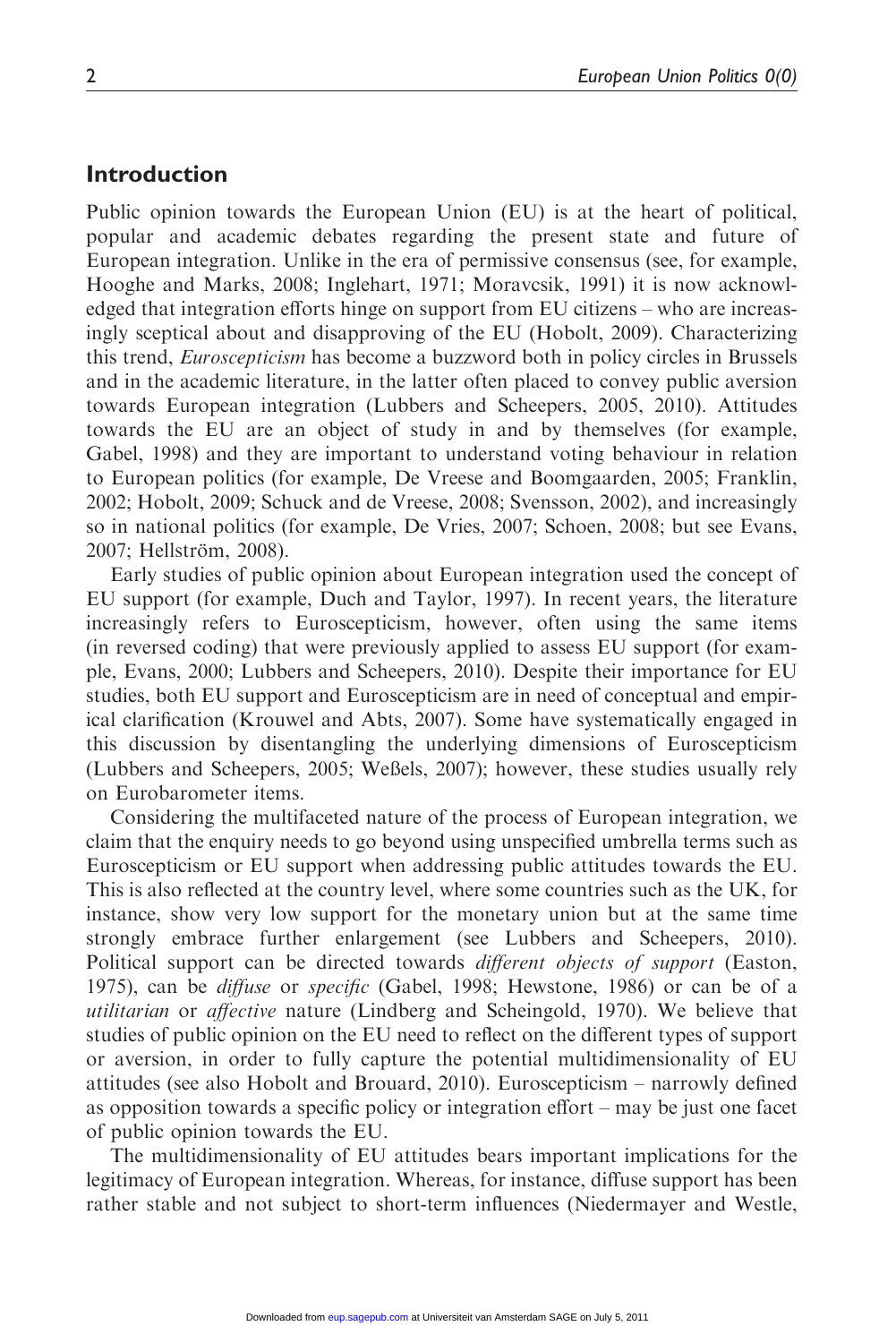## Introduction

Public opinion towards the European Union (EU) is at the heart of political, popular and academic debates regarding the present state and future of European integration. Unlike in the era of permissive consensus (see, for example, Hooghe and Marks, 2008; Inglehart, 1971; Moravcsik, 1991) it is now acknowledged that integration efforts hinge on support from EU citizens – who are increasingly sceptical about and disapproving of the EU (Hobolt, 2009). Characterizing this trend, *Euroscepticism* has become a buzzword both in policy circles in Brussels and in the academic literature, in the latter often placed to convey public aversion towards European integration (Lubbers and Scheepers, 2005, 2010). Attitudes towards the EU are an object of study in and by themselves (for example, Gabel, 1998) and they are important to understand voting behaviour in relation to European politics (for example, De Vreese and Boomgaarden, 2005; Franklin, 2002; Hobolt, 2009; Schuck and de Vreese, 2008; Svensson, 2002), and increasingly so in national politics (for example, De Vries, 2007; Schoen, 2008; but see Evans, 2007; Hellström, 2008).

Early studies of public opinion about European integration used the concept of EU support (for example, Duch and Taylor, 1997). In recent years, the literature increasingly refers to Euroscepticism, however, often using the same items (in reversed coding) that were previously applied to assess EU support (for example, Evans, 2000; Lubbers and Scheepers, 2010). Despite their importance for EU studies, both EU support and Euroscepticism are in need of conceptual and empirical clarification (Krouwel and Abts, 2007). Some have systematically engaged in this discussion by disentangling the underlying dimensions of Euroscepticism (Lubbers and Scheepers, 2005; Weßels, 2007); however, these studies usually rely on Eurobarometer items.

Considering the multifaceted nature of the process of European integration, we claim that the enquiry needs to go beyond using unspecified umbrella terms such as Euroscepticism or EU support when addressing public attitudes towards the EU. This is also reflected at the country level, where some countries such as the UK, for instance, show very low support for the monetary union but at the same time strongly embrace further enlargement (see Lubbers and Scheepers, 2010). Political support can be directed towards *different objects of support* (Easton, 1975), can be *diffuse* or *specific* (Gabel, 1998; Hewstone, 1986) or can be of a *utilitarian* or *affective* nature (Lindberg and Scheingold, 1970). We believe that studies of public opinion on the EU need to reflect on the different types of support or aversion, in order to fully capture the potential multidimensionality of EU attitudes (see also Hobolt and Brouard, 2010). Euroscepticism – narrowly defined as opposition towards a specific policy or integration effort – may be just one facet of public opinion towards the EU.

The multidimensionality of EU attitudes bears important implications for the legitimacy of European integration. Whereas, for instance, diffuse support has been rather stable and not subject to short-term influences (Niedermayer and Westle,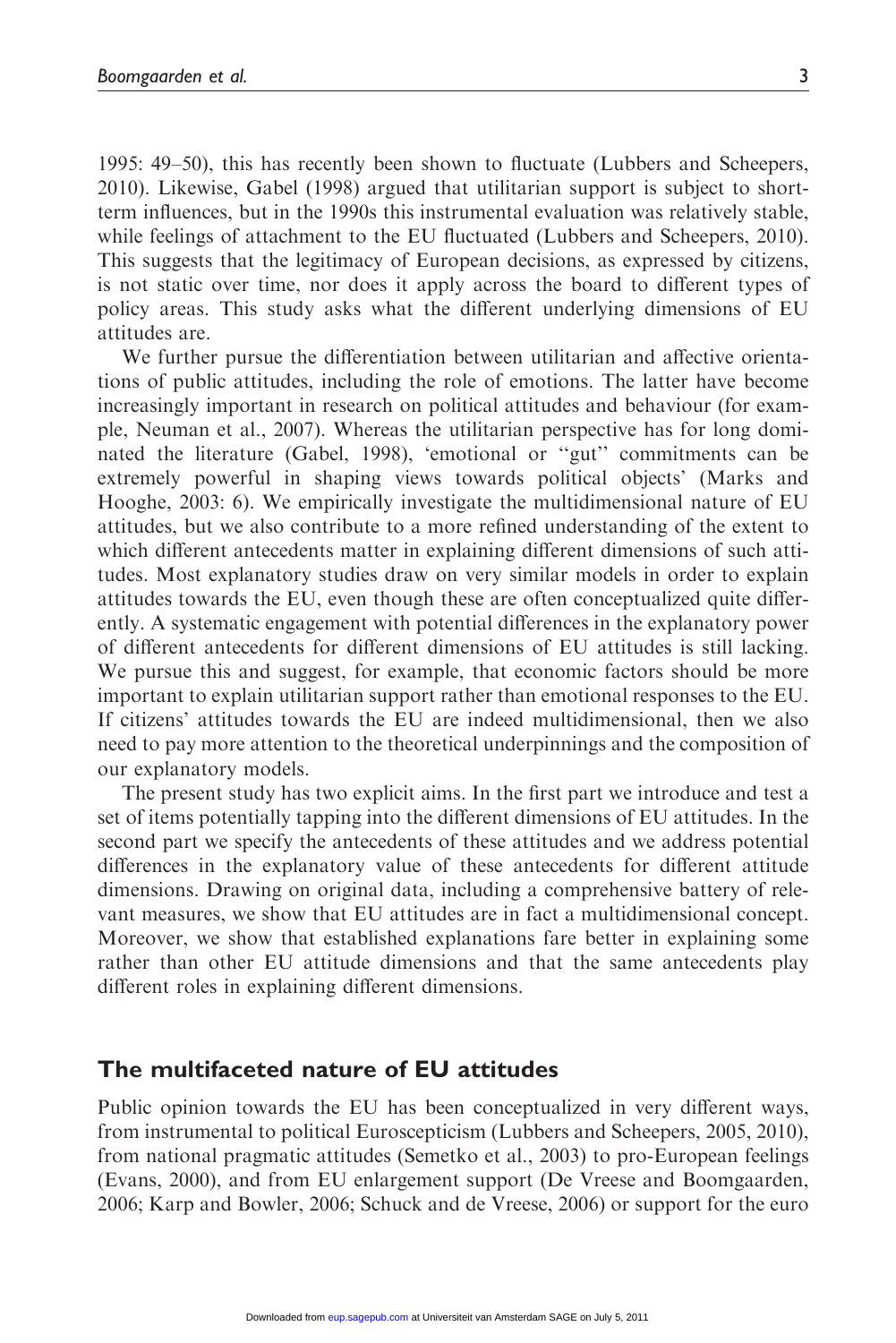1995: 49–50), this has recently been shown to fluctuate (Lubbers and Scheepers, 2010). Likewise, Gabel (1998) argued that utilitarian support is subject to short-term influences, but in the 1990s this instrumental evaluation was relatively stable, while feelings of attachment to the EU fluctuated (Lubbers and Scheepers, 2010). This suggests that the legitimacy of European decisions, as expressed by citizens, is not static over time, nor does it apply across the board to different types of policy areas. This study asks what the different underlying dimensions of EU attitudes are.

We further pursue the differentiation between utilitarian and affective orientations of public attitudes, including the role of emotions. The latter have become increasingly important in research on political attitudes and behaviour (for example, Neuman et al., 2007). Whereas the utilitarian perspective has for long dominated the literature (Gabel, 1998), 'emotional or ''gut'' commitments can be extremely powerful in shaping views towards political objects' (Marks and Hooghe, 2003: 6). We empirically investigate the multidimensional nature of EU attitudes, but we also contribute to a more refined understanding of the extent to which different antecedents matter in explaining different dimensions of such attitudes. Most explanatory studies draw on very similar models in order to explain attitudes towards the EU, even though these are often conceptualized quite differently. A systematic engagement with potential differences in the explanatory power of different antecedents for different dimensions of EU attitudes is still lacking. We pursue this and suggest, for example, that economic factors should be more important to explain utilitarian support rather than emotional responses to the EU. If citizens' attitudes towards the EU are indeed multidimensional, then we also need to pay more attention to the theoretical underpinnings and the composition of our explanatory models.

The present study has two explicit aims. In the first part we introduce and test a set of items potentially tapping into the different dimensions of EU attitudes. In the second part we specify the antecedents of these attitudes and we address potential differences in the explanatory value of these antecedents for different attitude dimensions. Drawing on original data, including a comprehensive battery of relevant measures, we show that EU attitudes are in fact a multidimensional concept. Moreover, we show that established explanations fare better in explaining some rather than other EU attitude dimensions and that the same antecedents play different roles in explaining different dimensions.

## The multifaceted nature of EU attitudes

Public opinion towards the EU has been conceptualized in very different ways, from instrumental to political Euroscepticism (Lubbers and Scheepers, 2005, 2010), from national pragmatic attitudes (Semetko et al., 2003) to pro-European feelings (Evans, 2000), and from EU enlargement support (De Vreese and Boomgaarden, 2006; Karp and Bowler, 2006; Schuck and de Vreese, 2006) or support for the euro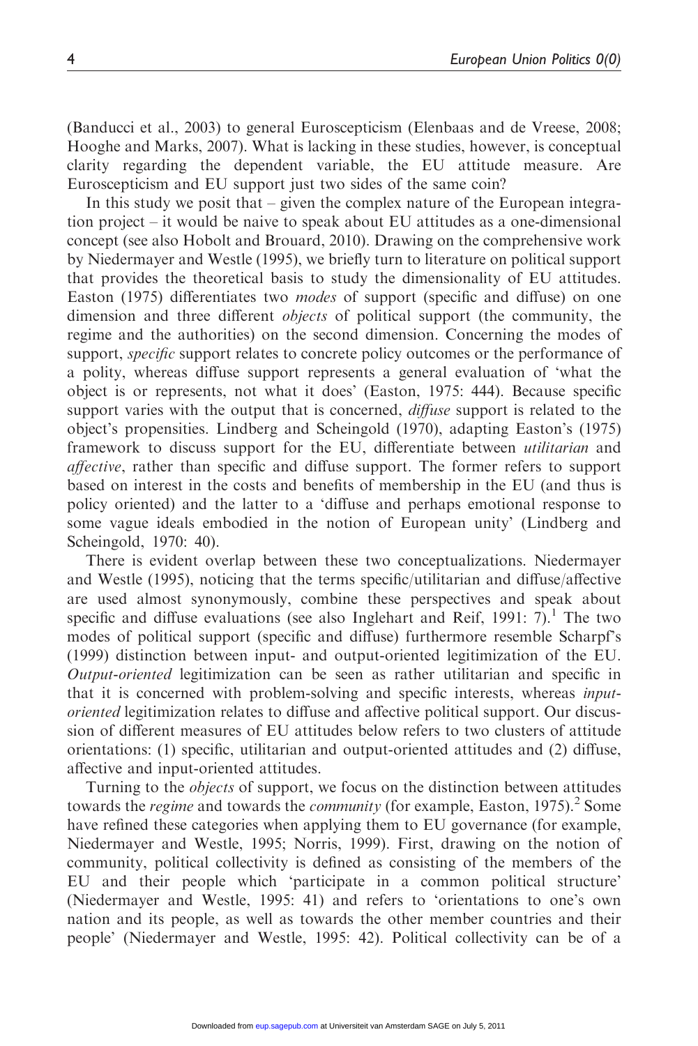(Banducci et al., 2003) to general Euroscepticism (Elenbaas and de Vreese, 2008; Hooghe and Marks, 2007). What is lacking in these studies, however, is conceptual clarity regarding the dependent variable, the EU attitude measure. Are Euroscepticism and EU support just two sides of the same coin?

In this study we posit that – given the complex nature of the European integration project – it would be naive to speak about EU attitudes as a one-dimensional concept (see also Hobolt and Brouard, 2010). Drawing on the comprehensive work by Niedermayer and Westle (1995), we briefly turn to literature on political support that provides the theoretical basis to study the dimensionality of EU attitudes. Easton (1975) differentiates two *modes* of support (specific and diffuse) on one dimension and three different *objects* of political support (the community, the regime and the authorities) on the second dimension. Concerning the modes of support, *specific* support relates to concrete policy outcomes or the performance of a polity, whereas diffuse support represents a general evaluation of 'what the object is or represents, not what it does' (Easton, 1975: 444). Because specific support varies with the output that is concerned, *diffuse* support is related to the object's propensities. Lindberg and Scheingold (1970), adapting Easton's (1975) framework to discuss support for the EU, differentiate between *utilitarian* and *affective*, rather than specific and diffuse support. The former refers to support based on interest in the costs and benefits of membership in the EU (and thus is policy oriented) and the latter to a 'diffuse and perhaps emotional response to some vague ideals embodied in the notion of European unity' (Lindberg and Scheingold, 1970: 40).

There is evident overlap between these two conceptualizations. Niedermayer and Westle (1995), noticing that the terms specific/utilitarian and diffuse/affective are used almost synonymously, combine these perspectives and speak about specific and diffuse evaluations (see also Inglehart and Reif, 1991: 7).[1] The two modes of political support (specific and diffuse) furthermore resemble Scharpf's (1999) distinction between input- and output-oriented legitimization of the EU. *Output-oriented* legitimization can be seen as rather utilitarian and specific in that it is concerned with problem-solving and specific interests, whereas *input-oriented* legitimization relates to diffuse and affective political support. Our discussion of different measures of EU attitudes below refers to two clusters of attitude orientations: (1) specific, utilitarian and output-oriented attitudes and (2) diffuse, affective and input-oriented attitudes.

Turning to the *objects* of support, we focus on the distinction between attitudes towards the *regime* and towards the *community* (for example, Easton, 1975).[2] Some have refined these categories when applying them to EU governance (for example, Niedermayer and Westle, 1995; Norris, 1999). First, drawing on the notion of community, political collectivity is defined as consisting of the members of the EU and their people which 'participate in a common political structure' (Niedermayer and Westle, 1995: 41) and refers to 'orientations to one's own nation and its people, as well as towards the other member countries and their people' (Niedermayer and Westle, 1995: 42). Political collectivity can be of a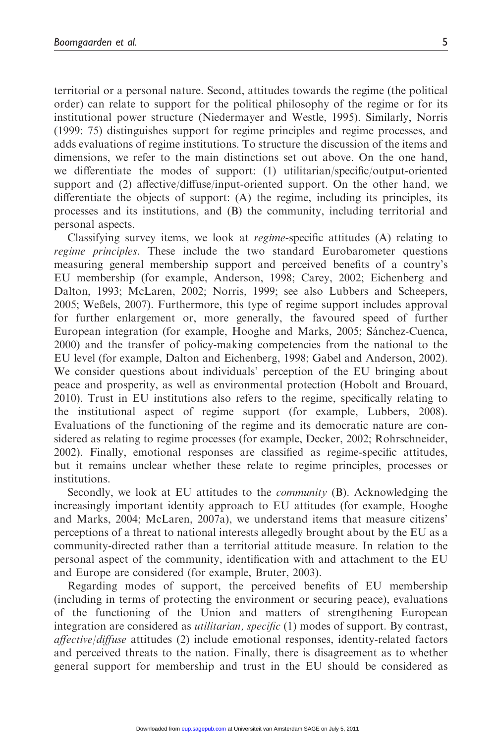territorial or a personal nature. Second, attitudes towards the regime (the political order) can relate to support for the political philosophy of the regime or for its institutional power structure (Niedermayer and Westle, 1995). Similarly, Norris (1999: 75) distinguishes support for regime principles and regime processes, and adds evaluations of regime institutions. To structure the discussion of the items and dimensions, we refer to the main distinctions set out above. On the one hand, we differentiate the modes of support: (1) utilitarian/specific/output-oriented support and (2) affective/diffuse/input-oriented support. On the other hand, we differentiate the objects of support: (A) the regime, including its principles, its processes and its institutions, and (B) the community, including territorial and personal aspects.

Classifying survey items, we look at *regime*-specific attitudes (A) relating to *regime principles*. These include the two standard Eurobarometer questions measuring general membership support and perceived benefits of a country's EU membership (for example, Anderson, 1998; Carey, 2002; Eichenberg and Dalton, 1993; McLaren, 2002; Norris, 1999; see also Lubbers and Scheepers, 2005; Weßels, 2007). Furthermore, this type of regime support includes approval for further enlargement or, more generally, the favoured speed of further European integration (for example, Hooghe and Marks, 2005; Sánchez-Cuenca, 2000) and the transfer of policy-making competencies from the national to the EU level (for example, Dalton and Eichenberg, 1998; Gabel and Anderson, 2002). We consider questions about individuals' perception of the EU bringing about peace and prosperity, as well as environmental protection (Hobolt and Brouard, 2010). Trust in EU institutions also refers to the regime, specifically relating to the institutional aspect of regime support (for example, Lubbers, 2008). Evaluations of the functioning of the regime and its democratic nature are considered as relating to regime processes (for example, Decker, 2002; Rohrschneider, 2002). Finally, emotional responses are classified as regime-specific attitudes, but it remains unclear whether these relate to regime principles, processes or institutions.

Secondly, we look at EU attitudes to the *community* (B). Acknowledging the increasingly important identity approach to EU attitudes (for example, Hooghe and Marks, 2004; McLaren, 2007a), we understand items that measure citizens' perceptions of a threat to national interests allegedly brought about by the EU as a community-directed rather than a territorial attitude measure. In relation to the personal aspect of the community, identification with and attachment to the EU and Europe are considered (for example, Bruter, 2003).

Regarding modes of support, the perceived benefits of EU membership (including in terms of protecting the environment or securing peace), evaluations of the functioning of the Union and matters of strengthening European integration are considered as *utilitarian, specific* (1) modes of support. By contrast, *affective/diffuse* attitudes (2) include emotional responses, identity-related factors and perceived threats to the nation. Finally, there is disagreement as to whether general support for membership and trust in the EU should be considered as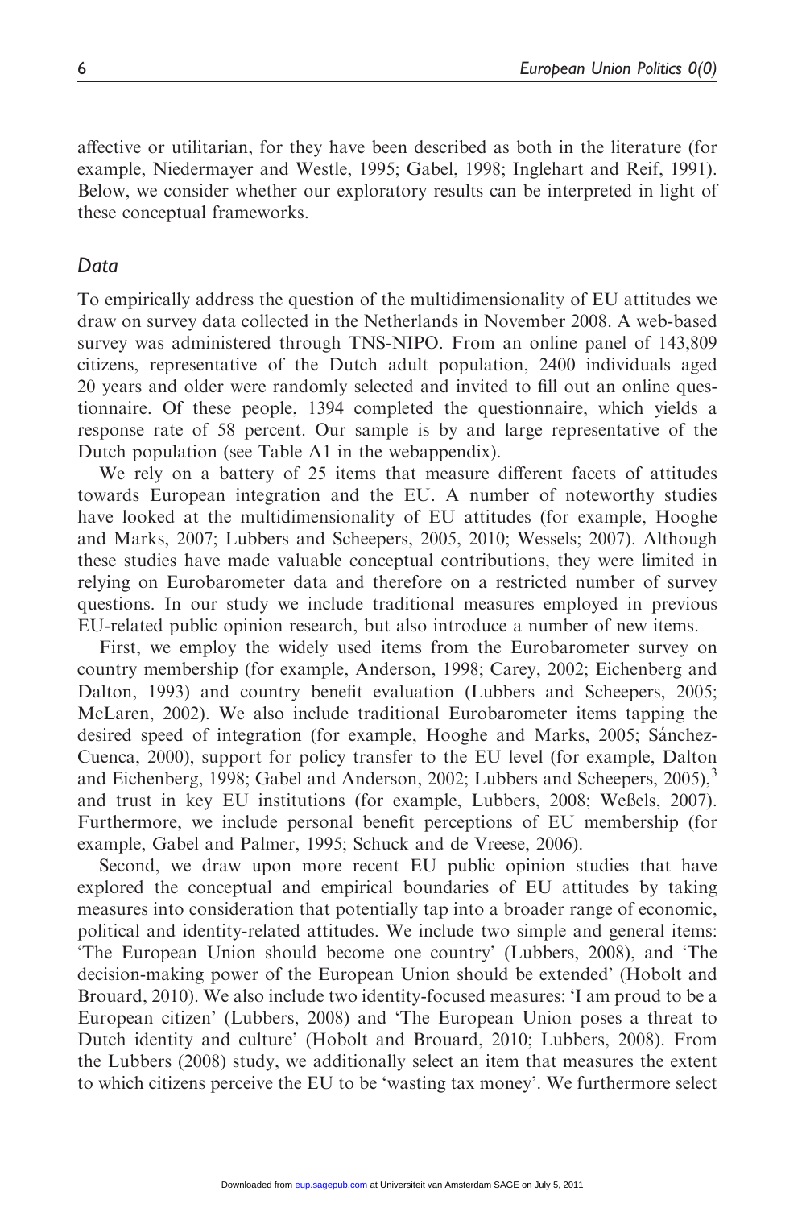affective or utilitarian, for they have been described as both in the literature (for example, Niedermayer and Westle, 1995; Gabel, 1998; Inglehart and Reif, 1991). Below, we consider whether our exploratory results can be interpreted in light of these conceptual frameworks.

## Data

To empirically address the question of the multidimensionality of EU attitudes we draw on survey data collected in the Netherlands in November 2008. A web-based survey was administered through TNS-NIPO. From an online panel of 143,809 citizens, representative of the Dutch adult population, 2400 individuals aged 20 years and older were randomly selected and invited to fill out an online questionnaire. Of these people, 1394 completed the questionnaire, which yields a response rate of 58 percent. Our sample is by and large representative of the Dutch population (see Table A1 in the webappendix).

We rely on a battery of 25 items that measure different facets of attitudes towards European integration and the EU. A number of noteworthy studies have looked at the multidimensionality of EU attitudes (for example, Hooghe and Marks, 2007; Lubbers and Scheepers, 2005, 2010; Wessels; 2007). Although these studies have made valuable conceptual contributions, they were limited in relying on Eurobarometer data and therefore on a restricted number of survey questions. In our study we include traditional measures employed in previous EU-related public opinion research, but also introduce a number of new items.

First, we employ the widely used items from the Eurobarometer survey on country membership (for example, Anderson, 1998; Carey, 2002; Eichenberg and Dalton, 1993) and country benefit evaluation (Lubbers and Scheepers, 2005; McLaren, 2002). We also include traditional Eurobarometer items tapping the desired speed of integration (for example, Hooghe and Marks, 2005; Sánchez-Cuenca, 2000), support for policy transfer to the EU level (for example, Dalton and Eichenberg, 1998; Gabel and Anderson, 2002; Lubbers and Scheepers, 2005),[3] and trust in key EU institutions (for example, Lubbers, 2008; Weßels, 2007). Furthermore, we include personal benefit perceptions of EU membership (for example, Gabel and Palmer, 1995; Schuck and de Vreese, 2006).

Second, we draw upon more recent EU public opinion studies that have explored the conceptual and empirical boundaries of EU attitudes by taking measures into consideration that potentially tap into a broader range of economic, political and identity-related attitudes. We include two simple and general items: 'The European Union should become one country' (Lubbers, 2008), and 'The decision-making power of the European Union should be extended' (Hobolt and Brouard, 2010). We also include two identity-focused measures: 'I am proud to be a European citizen' (Lubbers, 2008) and 'The European Union poses a threat to Dutch identity and culture' (Hobolt and Brouard, 2010; Lubbers, 2008). From the Lubbers (2008) study, we additionally select an item that measures the extent to which citizens perceive the EU to be 'wasting tax money'. We furthermore select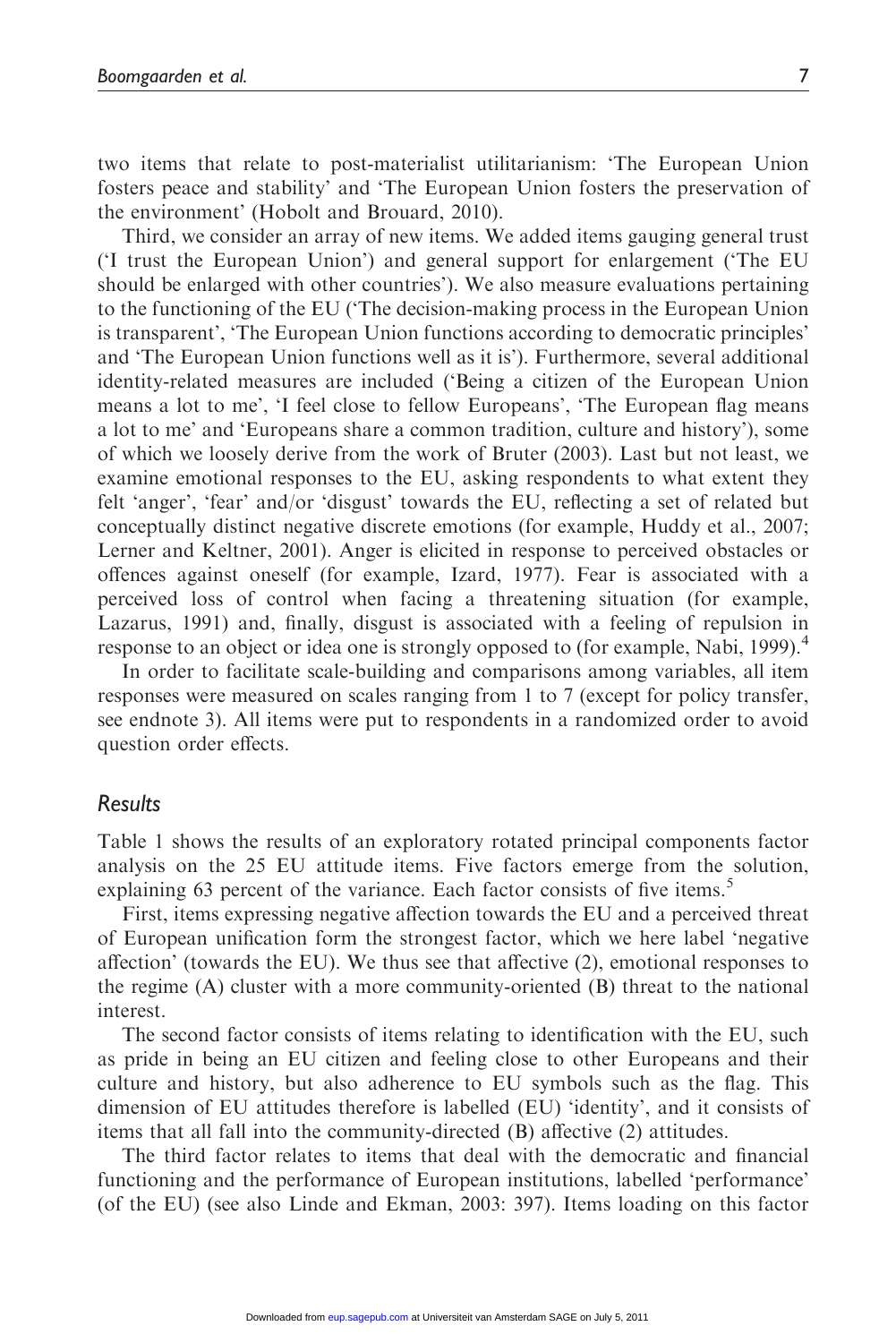two items that relate to post-materialist utilitarianism: 'The European Union fosters peace and stability' and 'The European Union fosters the preservation of the environment' (Hobolt and Brouard, 2010).

Third, we consider an array of new items. We added items gauging general trust ('I trust the European Union') and general support for enlargement ('The EU should be enlarged with other countries'). We also measure evaluations pertaining to the functioning of the EU ('The decision-making process in the European Union is transparent', 'The European Union functions according to democratic principles' and 'The European Union functions well as it is'). Furthermore, several additional identity-related measures are included ('Being a citizen of the European Union means a lot to me', 'I feel close to fellow Europeans', 'The European flag means a lot to me' and 'Europeans share a common tradition, culture and history'), some of which we loosely derive from the work of Bruter (2003). Last but not least, we examine emotional responses to the EU, asking respondents to what extent they felt 'anger', 'fear' and/or 'disgust' towards the EU, reflecting a set of related but conceptually distinct negative discrete emotions (for example, Huddy et al., 2007; Lerner and Keltner, 2001). Anger is elicited in response to perceived obstacles or offences against oneself (for example, Izard, 1977). Fear is associated with a perceived loss of control when facing a threatening situation (for example, Lazarus, 1991) and, finally, disgust is associated with a feeling of repulsion in response to an object or idea one is strongly opposed to (for example, Nabi, 1999).[4]

In order to facilitate scale-building and comparisons among variables, all item responses were measured on scales ranging from 1 to 7 (except for policy transfer, see endnote 3). All items were put to respondents in a randomized order to avoid question order effects.

## *Results*

Table 1 shows the results of an exploratory rotated principal components factor analysis on the 25 EU attitude items. Five factors emerge from the solution, explaining 63 percent of the variance. Each factor consists of five items.[5]

First, items expressing negative affection towards the EU and a perceived threat of European unification form the strongest factor, which we here label 'negative affection' (towards the EU). We thus see that affective (2), emotional responses to the regime (A) cluster with a more community-oriented (B) threat to the national interest.

The second factor consists of items relating to identification with the EU, such as pride in being an EU citizen and feeling close to other Europeans and their culture and history, but also adherence to EU symbols such as the flag. This dimension of EU attitudes therefore is labelled (EU) 'identity', and it consists of items that all fall into the community-directed (B) affective (2) attitudes.

The third factor relates to items that deal with the democratic and financial functioning and the performance of European institutions, labelled 'performance' (of the EU) (see also Linde and Ekman, 2003: 397). Items loading on this factor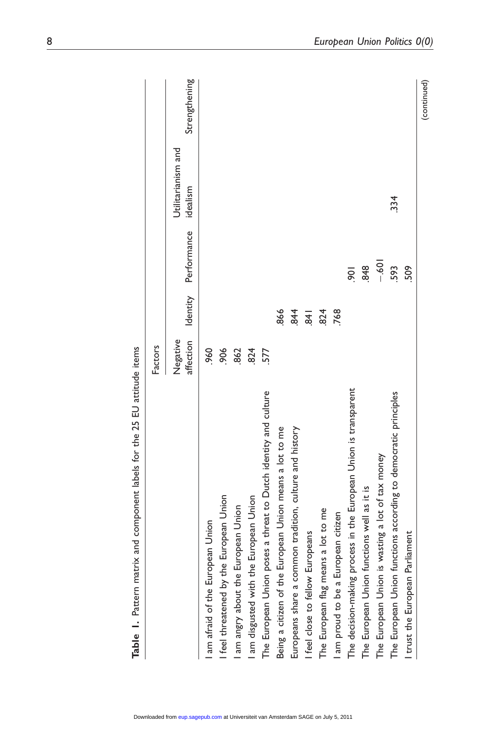**Table 1.** Pattern matrix and component labels for the 25 EU attitude items

| | Factors | | | | |
|---|---|---|---|---|---|
| | Negative affection | Identity | Performance | Utilitarianism and idealism | Strengthening |
| I am afraid of the European Union | .960 | | | | |
| I feel threatened by the European Union | .906 | | | | |
| I am angry about the European Union | .862 | | | | |
| I am disgusted with the European Union | .824 | | | | |
| The European Union poses a threat to Dutch identity and culture | .577 | | | | |
| Being a citizen of the European Union means a lot to me | | .866 | | | |
| Europeans share a common tradition, culture and history | | .844 | | | |
| I feel close to fellow Europeans | | .841 | | | |
| The European flag means a lot to me | | .824 | | | |
| I am proud to be a European citizen | | .768 | | | |
| The decision-making process in the European Union is transparent | | | .901 | | |
| The European Union functions well as it is | | | .848 | | |
| The European Union is wasting a lot of tax money | | | −.601 | | |
| The European Union functions according to democratic principles | | | .593 | .334 | |
| I trust the European Parliament | | | .509 | | |

(continued)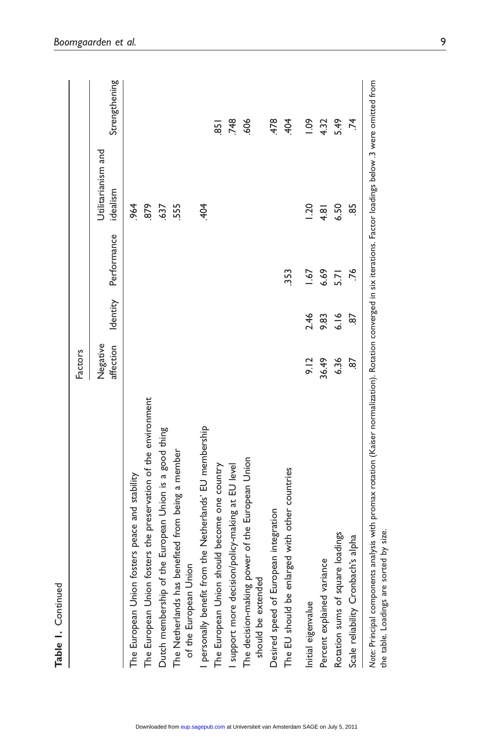**Table 1.** Continued

| | Factors | | | | |
|---|---|---|---|---|---|
| | Negative affection | Identity | Performance | Utilitarianism and idealism | Strengthening |
| The European Union fosters peace and stability | | | | .964 | |
| The European Union fosters the preservation of the environment | | | | .879 | |
| Dutch membership of the European Union is a good thing | | | | .637 | |
| The Netherlands has benefited from being a member of the European Union | | | | .555 | |
| I personally benefit from the Netherlands' EU membership | | | | .404 | |
| The European Union should become one country | | | | | .851 |
| I support more decision/policy-making at EU level | | | | | .748 |
| The decision-making power of the European Union should be extended | | | | | .606 |
| Desired speed of European integration | | | | | .478 |
| The EU should be enlarged with other countries | | | .353 | | .404 |
| Initial eigenvalue | 9.12 | 2.46 | 1.67 | 1.20 | 1.09 |
| Percent explained variance | 36.49 | 9.83 | 6.69 | 4.81 | 4.32 |
| Rotation sums of square loadings | 6.36 | 6.16 | 5.71 | 6.50 | 5.49 |
| Scale reliability Cronbach's alpha | .87 | .87 | .76 | .85 | .74 |

*Note*: Principal components analysis with promax rotation (Kaiser normalization). Rotation converged in six iterations. Factor loadings below .3 were omitted from the table. Loadings are sorted by size.

Downloaded from eup.sagepub.com at Universiteit van Amsterdam SAGE on July 5, 2011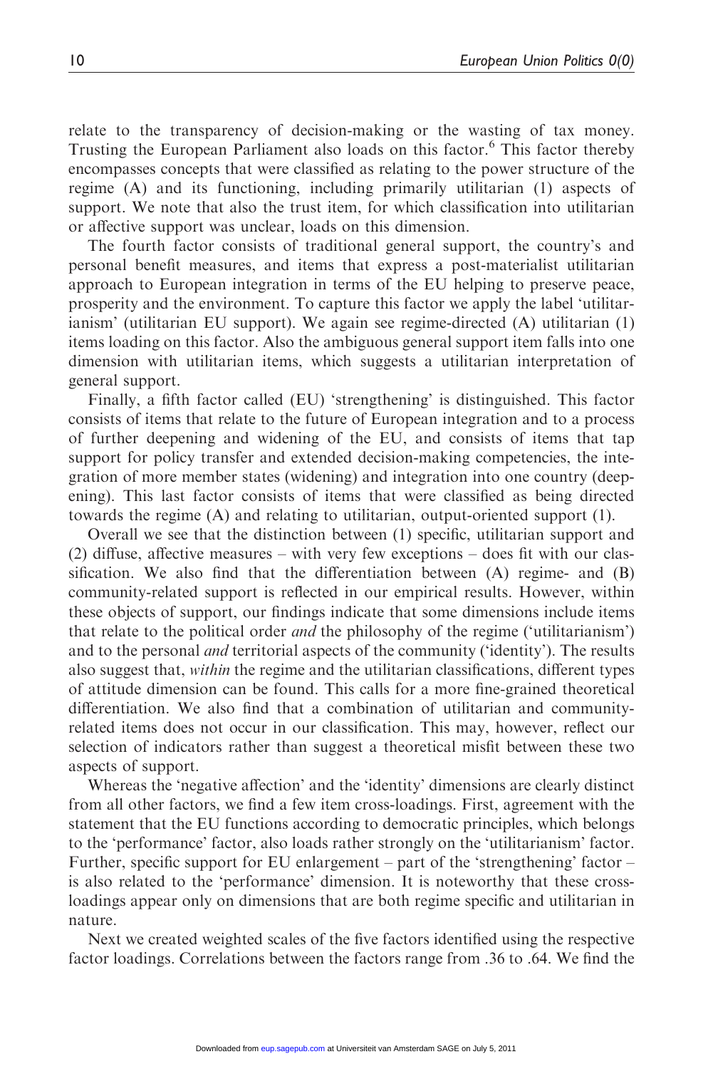relate to the transparency of decision-making or the wasting of tax money. Trusting the European Parliament also loads on this factor.[6] This factor thereby encompasses concepts that were classified as relating to the power structure of the regime (A) and its functioning, including primarily utilitarian (1) aspects of support. We note that also the trust item, for which classification into utilitarian or affective support was unclear, loads on this dimension.

The fourth factor consists of traditional general support, the country's and personal benefit measures, and items that express a post-materialist utilitarian approach to European integration in terms of the EU helping to preserve peace, prosperity and the environment. To capture this factor we apply the label 'utilitarianism' (utilitarian EU support). We again see regime-directed (A) utilitarian (1) items loading on this factor. Also the ambiguous general support item falls into one dimension with utilitarian items, which suggests a utilitarian interpretation of general support.

Finally, a fifth factor called (EU) 'strengthening' is distinguished. This factor consists of items that relate to the future of European integration and to a process of further deepening and widening of the EU, and consists of items that tap support for policy transfer and extended decision-making competencies, the integration of more member states (widening) and integration into one country (deepening). This last factor consists of items that were classified as being directed towards the regime (A) and relating to utilitarian, output-oriented support (1).

Overall we see that the distinction between (1) specific, utilitarian support and (2) diffuse, affective measures – with very few exceptions – does fit with our classification. We also find that the differentiation between (A) regime- and (B) community-related support is reflected in our empirical results. However, within these objects of support, our findings indicate that some dimensions include items that relate to the political order *and* the philosophy of the regime ('utilitarianism') and to the personal *and* territorial aspects of the community ('identity'). The results also suggest that, *within* the regime and the utilitarian classifications, different types of attitude dimension can be found. This calls for a more fine-grained theoretical differentiation. We also find that a combination of utilitarian and community-related items does not occur in our classification. This may, however, reflect our selection of indicators rather than suggest a theoretical misfit between these two aspects of support.

Whereas the 'negative affection' and the 'identity' dimensions are clearly distinct from all other factors, we find a few item cross-loadings. First, agreement with the statement that the EU functions according to democratic principles, which belongs to the 'performance' factor, also loads rather strongly on the 'utilitarianism' factor. Further, specific support for EU enlargement – part of the 'strengthening' factor – is also related to the 'performance' dimension. It is noteworthy that these cross-loadings appear only on dimensions that are both regime specific and utilitarian in nature.

Next we created weighted scales of the five factors identified using the respective factor loadings. Correlations between the factors range from .36 to .64. We find the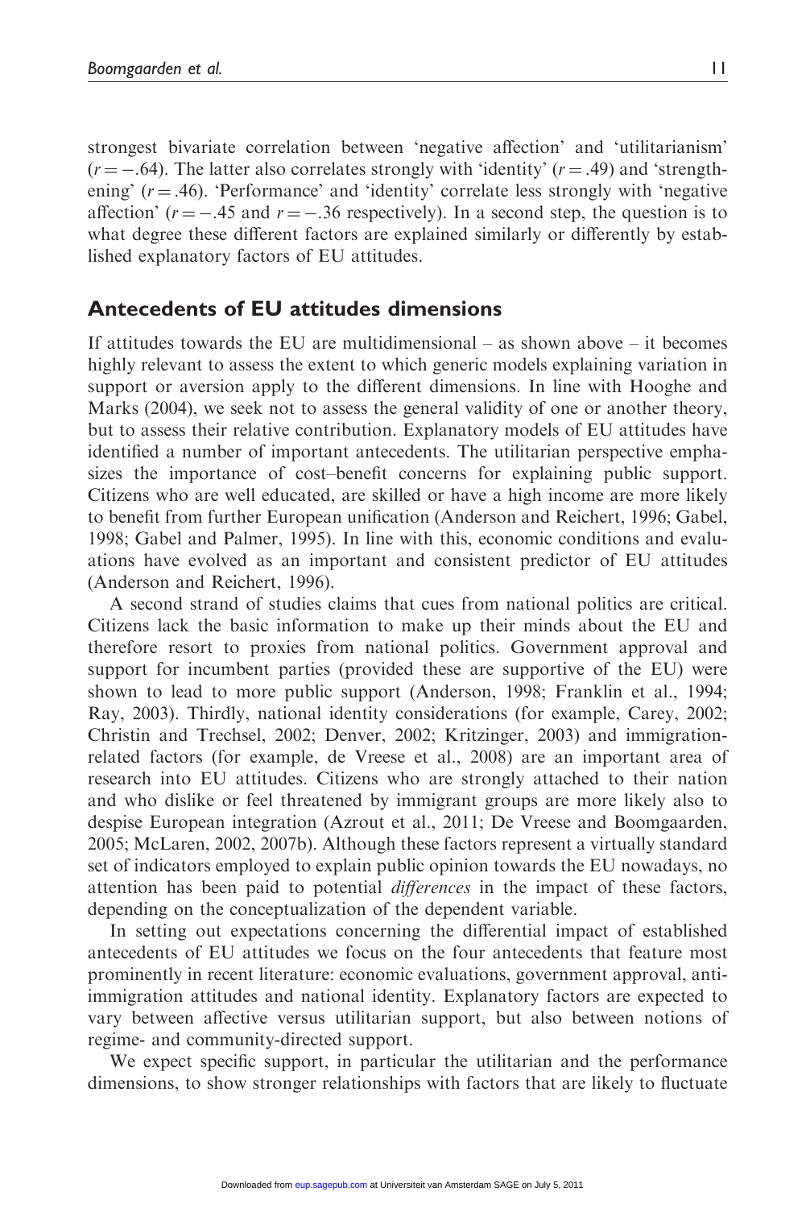strongest bivariate correlation between 'negative affection' and 'utilitarianism' ($r = -.64$). The latter also correlates strongly with 'identity' ($r = .49$) and 'strengthening' ($r = .46$). 'Performance' and 'identity' correlate less strongly with 'negative affection' ($r = -.45$ and $r = -.36$ respectively). In a second step, the question is to what degree these different factors are explained similarly or differently by established explanatory factors of EU attitudes.

## Antecedents of EU attitudes dimensions

If attitudes towards the EU are multidimensional – as shown above – it becomes highly relevant to assess the extent to which generic models explaining variation in support or aversion apply to the different dimensions. In line with Hooghe and Marks (2004), we seek not to assess the general validity of one or another theory, but to assess their relative contribution. Explanatory models of EU attitudes have identified a number of important antecedents. The utilitarian perspective emphasizes the importance of cost–benefit concerns for explaining public support. Citizens who are well educated, are skilled or have a high income are more likely to benefit from further European unification (Anderson and Reichert, 1996; Gabel, 1998; Gabel and Palmer, 1995). In line with this, economic conditions and evaluations have evolved as an important and consistent predictor of EU attitudes (Anderson and Reichert, 1996).

A second strand of studies claims that cues from national politics are critical. Citizens lack the basic information to make up their minds about the EU and therefore resort to proxies from national politics. Government approval and support for incumbent parties (provided these are supportive of the EU) were shown to lead to more public support (Anderson, 1998; Franklin et al., 1994; Ray, 2003). Thirdly, national identity considerations (for example, Carey, 2002; Christin and Trechsel, 2002; Denver, 2002; Kritzinger, 2003) and immigration-related factors (for example, de Vreese et al., 2008) are an important area of research into EU attitudes. Citizens who are strongly attached to their nation and who dislike or feel threatened by immigrant groups are more likely also to despise European integration (Azrout et al., 2011; De Vreese and Boomgaarden, 2005; McLaren, 2002, 2007b). Although these factors represent a virtually standard set of indicators employed to explain public opinion towards the EU nowadays, no attention has been paid to potential *differences* in the impact of these factors, depending on the conceptualization of the dependent variable.

In setting out expectations concerning the differential impact of established antecedents of EU attitudes we focus on the four antecedents that feature most prominently in recent literature: economic evaluations, government approval, anti-immigration attitudes and national identity. Explanatory factors are expected to vary between affective versus utilitarian support, but also between notions of regime- and community-directed support.

We expect specific support, in particular the utilitarian and the performance dimensions, to show stronger relationships with factors that are likely to fluctuate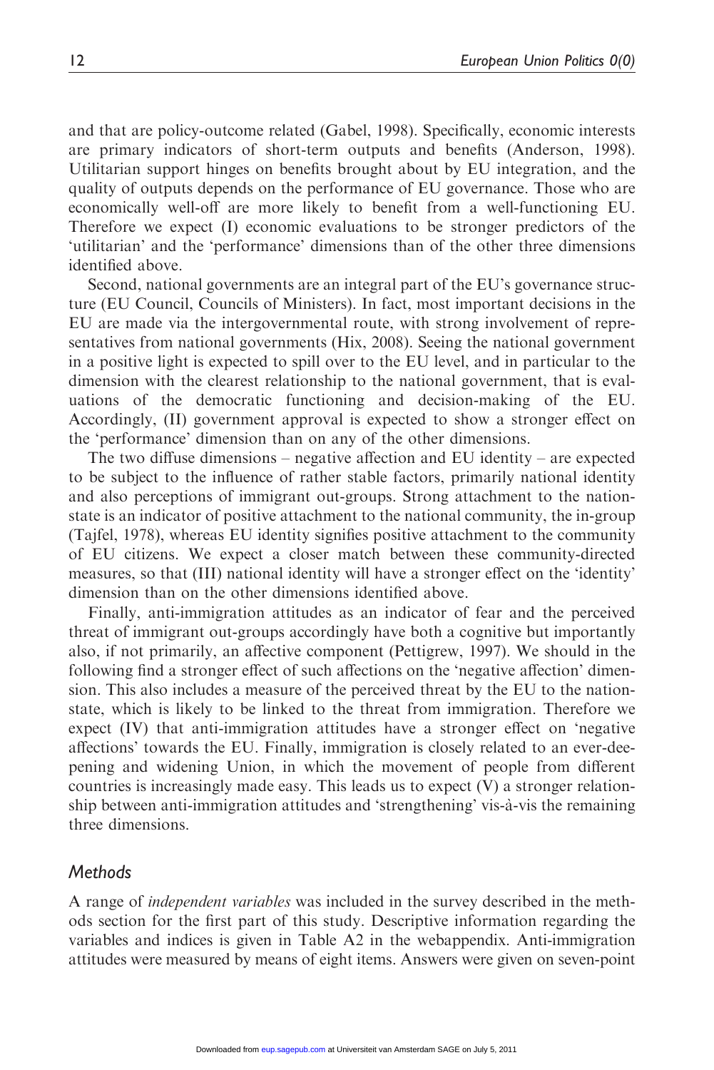and that are policy-outcome related (Gabel, 1998). Specifically, economic interests are primary indicators of short-term outputs and benefits (Anderson, 1998). Utilitarian support hinges on benefits brought about by EU integration, and the quality of outputs depends on the performance of EU governance. Those who are economically well-off are more likely to benefit from a well-functioning EU. Therefore we expect (I) economic evaluations to be stronger predictors of the 'utilitarian' and the 'performance' dimensions than of the other three dimensions identified above.

Second, national governments are an integral part of the EU's governance structure (EU Council, Councils of Ministers). In fact, most important decisions in the EU are made via the intergovernmental route, with strong involvement of representatives from national governments (Hix, 2008). Seeing the national government in a positive light is expected to spill over to the EU level, and in particular to the dimension with the clearest relationship to the national government, that is evaluations of the democratic functioning and decision-making of the EU. Accordingly, (II) government approval is expected to show a stronger effect on the 'performance' dimension than on any of the other dimensions.

The two diffuse dimensions – negative affection and EU identity – are expected to be subject to the influence of rather stable factors, primarily national identity and also perceptions of immigrant out-groups. Strong attachment to the nation-state is an indicator of positive attachment to the national community, the in-group (Tajfel, 1978), whereas EU identity signifies positive attachment to the community of EU citizens. We expect a closer match between these community-directed measures, so that (III) national identity will have a stronger effect on the 'identity' dimension than on the other dimensions identified above.

Finally, anti-immigration attitudes as an indicator of fear and the perceived threat of immigrant out-groups accordingly have both a cognitive but importantly also, if not primarily, an affective component (Pettigrew, 1997). We should in the following find a stronger effect of such affections on the 'negative affection' dimension. This also includes a measure of the perceived threat by the EU to the nation-state, which is likely to be linked to the threat from immigration. Therefore we expect (IV) that anti-immigration attitudes have a stronger effect on 'negative affections' towards the EU. Finally, immigration is closely related to an ever-deepening and widening Union, in which the movement of people from different countries is increasingly made easy. This leads us to expect (V) a stronger relationship between anti-immigration attitudes and 'strengthening' vis-à-vis the remaining three dimensions.

## Methods

A range of *independent variables* was included in the survey described in the methods section for the first part of this study. Descriptive information regarding the variables and indices is given in Table A2 in the webappendix. Anti-immigration attitudes were measured by means of eight items. Answers were given on seven-point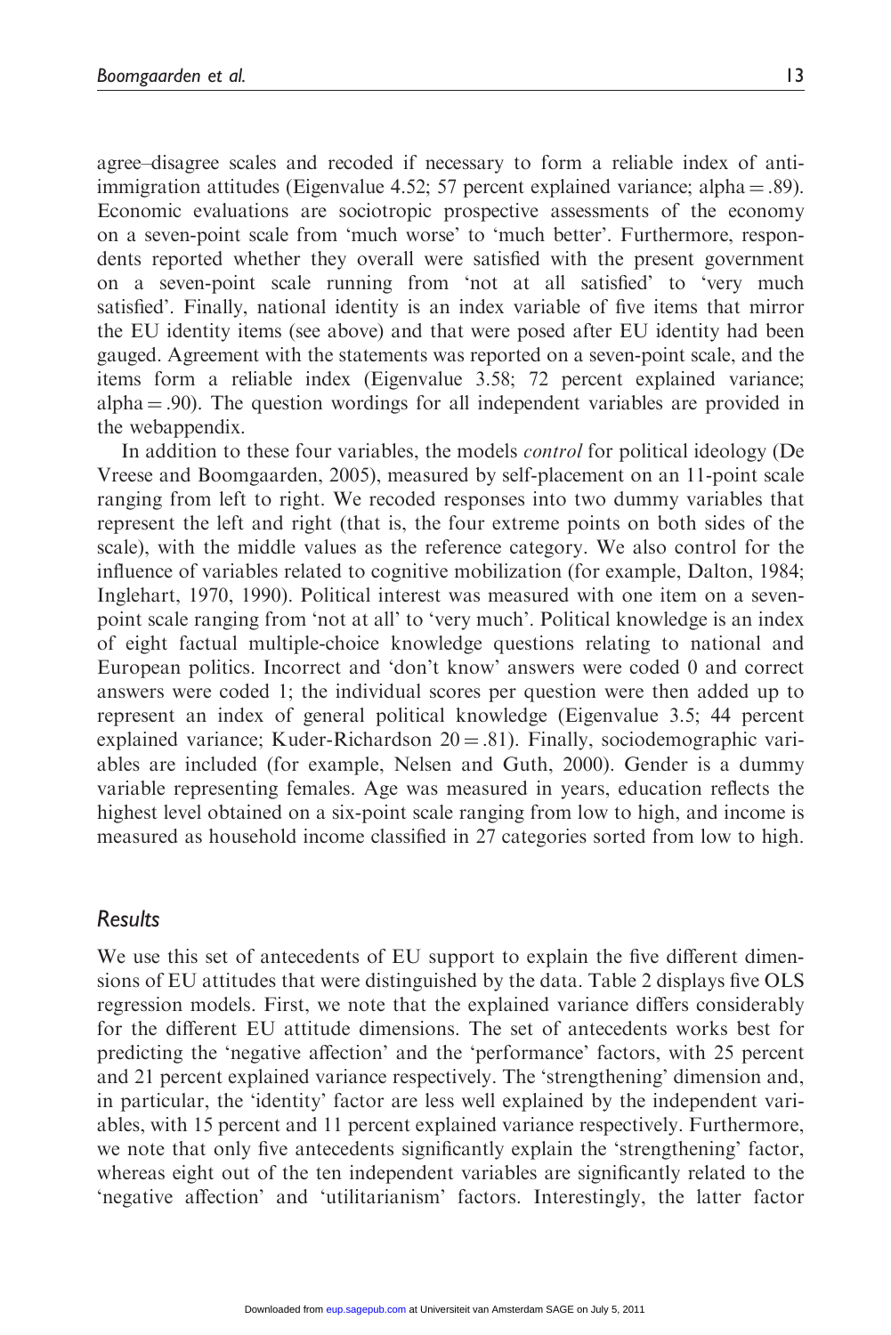agree–disagree scales and recoded if necessary to form a reliable index of anti-immigration attitudes (Eigenvalue 4.52; 57 percent explained variance; alpha = .89). Economic evaluations are sociotropic prospective assessments of the economy on a seven-point scale from 'much worse' to 'much better'. Furthermore, respondents reported whether they overall were satisfied with the present government on a seven-point scale running from 'not at all satisfied' to 'very much satisfied'. Finally, national identity is an index variable of five items that mirror the EU identity items (see above) and that were posed after EU identity had been gauged. Agreement with the statements was reported on a seven-point scale, and the items form a reliable index (Eigenvalue 3.58; 72 percent explained variance; alpha = .90). The question wordings for all independent variables are provided in the webappendix.

In addition to these four variables, the models *control* for political ideology (De Vreese and Boomgaarden, 2005), measured by self-placement on an 11-point scale ranging from left to right. We recoded responses into two dummy variables that represent the left and right (that is, the four extreme points on both sides of the scale), with the middle values as the reference category. We also control for the influence of variables related to cognitive mobilization (for example, Dalton, 1984; Inglehart, 1970, 1990). Political interest was measured with one item on a seven-point scale ranging from 'not at all' to 'very much'. Political knowledge is an index of eight factual multiple-choice knowledge questions relating to national and European politics. Incorrect and 'don't know' answers were coded 0 and correct answers were coded 1; the individual scores per question were then added up to represent an index of general political knowledge (Eigenvalue 3.5; 44 percent explained variance; Kuder-Richardson 20 = .81). Finally, sociodemographic variables are included (for example, Nelsen and Guth, 2000). Gender is a dummy variable representing females. Age was measured in years, education reflects the highest level obtained on a six-point scale ranging from low to high, and income is measured as household income classified in 27 categories sorted from low to high.

## Results

We use this set of antecedents of EU support to explain the five different dimensions of EU attitudes that were distinguished by the data. Table 2 displays five OLS regression models. First, we note that the explained variance differs considerably for the different EU attitude dimensions. The set of antecedents works best for predicting the 'negative affection' and the 'performance' factors, with 25 percent and 21 percent explained variance respectively. The 'strengthening' dimension and, in particular, the 'identity' factor are less well explained by the independent variables, with 15 percent and 11 percent explained variance respectively. Furthermore, we note that only five antecedents significantly explain the 'strengthening' factor, whereas eight out of the ten independent variables are significantly related to the 'negative affection' and 'utilitarianism' factors. Interestingly, the latter factor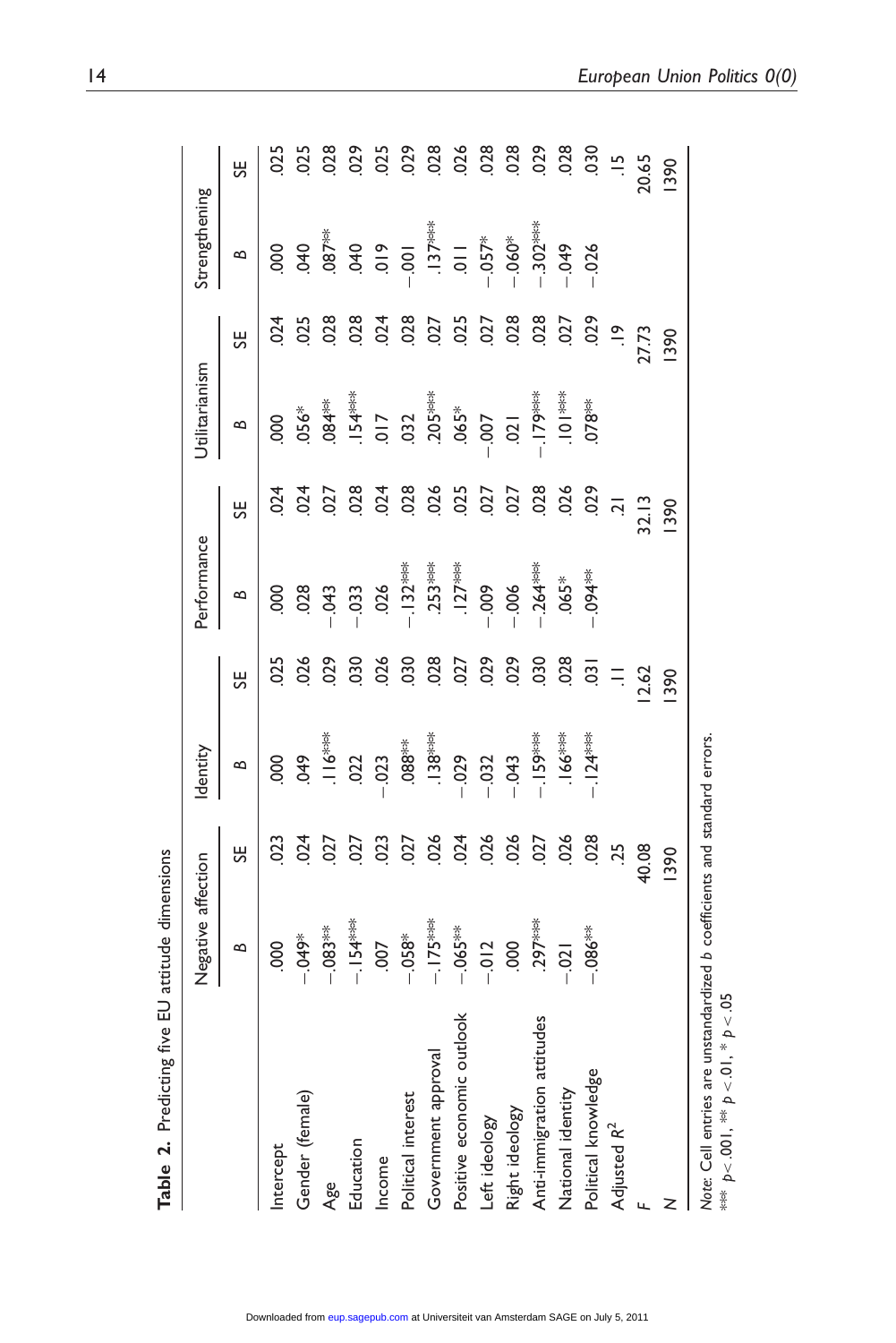**Table 2.** Predicting five EU attitude dimensions

| | Negative affection | | Identity | | Performance | | Utilitarianism | | Strengthening | |
|---|---|---|---|---|---|---|---|---|---|---|
| | *B* | SE | *B* | SE | *B* | SE | *B* | SE | *B* | SE |
| Intercept | .000 | .023 | .000 | .025 | .000 | .024 | .000 | .024 | .000 | .025 |
| Gender (female) | −.049* | .024 | .049 | .026 | .028 | .024 | .056* | .025 | .040 | .025 |
| Age | −.083** | .027 | .116*** | .029 | −.043 | .027 | .084** | .028 | .087** | .028 |
| Education | −.154*** | .027 | .022 | .030 | −.033 | .028 | .154*** | .028 | .040 | .029 |
| Income | .007 | .023 | −.023 | .026 | .026 | .024 | .017 | .024 | .019 | .025 |
| Political interest | −.058* | .027 | .088** | .030 | −.132*** | .028 | .032 | .028 | −.001 | .029 |
| Government approval | −.175*** | .026 | .138*** | .028 | .253*** | .026 | .205*** | .027 | .137*** | .028 |
| Positive economic outlook | −.065** | .024 | −.029 | .027 | .127*** | .025 | .065* | .025 | .011 | .026 |
| Left ideology | −.012 | .026 | −.032 | .029 | −.009 | .027 | −.007 | .027 | −.057* | .028 |
| Right ideology | .000 | .026 | −.043 | .029 | −.006 | .027 | .021 | .028 | −.060* | .028 |
| Anti-immigration attitudes | .297*** | .027 | −.159*** | .030 | −.264*** | .028 | −.179*** | .028 | −.302*** | .029 |
| National identity | −.021 | .026 | .166*** | .028 | .065* | .026 | .101*** | .027 | −.049 | .028 |
| Political knowledge | −.086** | .028 | −.124*** | .031 | −.094** | .029 | .078** | .029 | −.026 | .030 |
| Adjusted $R^2$ | | .25 | | .11 | | .21 | | .19 | | .15 |
| $F$ | | 40.08 | | 12.62 | | 32.13 | | 27.73 | | 20.65 |
| $N$ | | 1390 | | 1390 | | 1390 | | 1390 | | 1390 |

*Note*: Cell entries are unstandardized *b* coefficients and standard errors.
*** $p < .001$, ** $p < .01$, * $p < .05$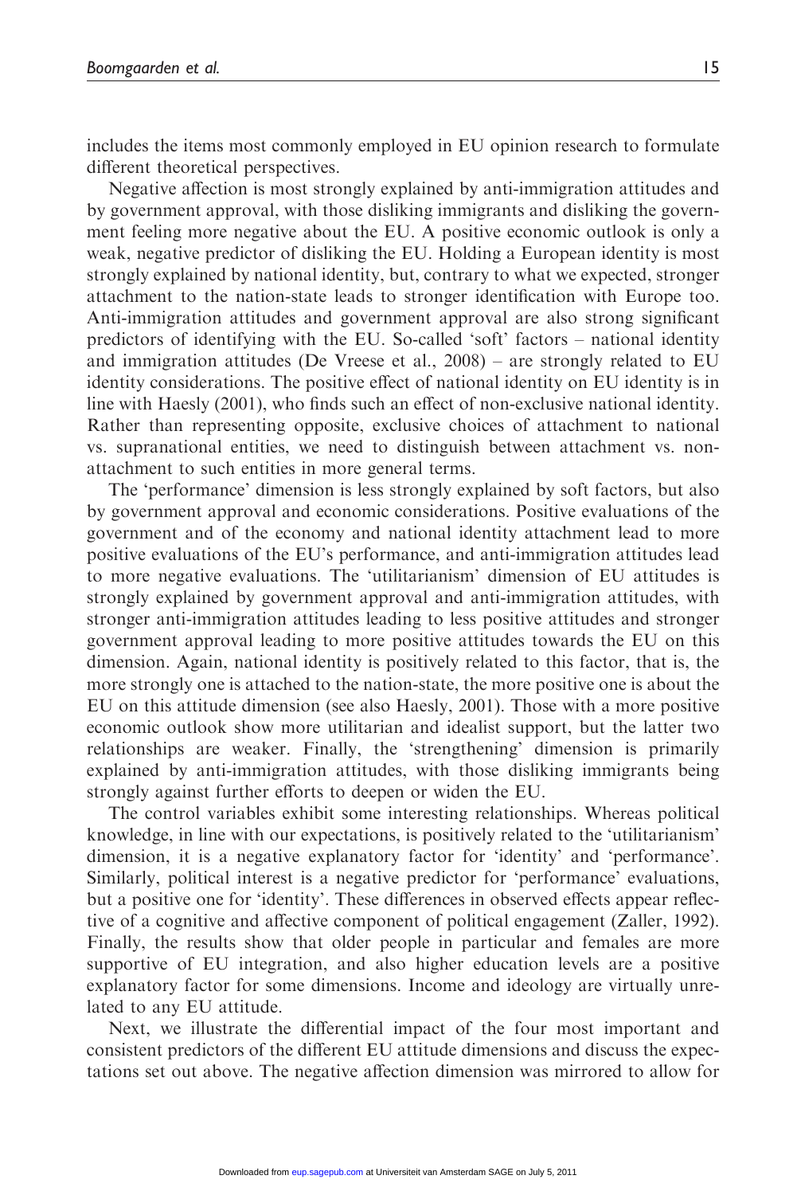includes the items most commonly employed in EU opinion research to formulate different theoretical perspectives.

Negative affection is most strongly explained by anti-immigration attitudes and by government approval, with those disliking immigrants and disliking the government feeling more negative about the EU. A positive economic outlook is only a weak, negative predictor of disliking the EU. Holding a European identity is most strongly explained by national identity, but, contrary to what we expected, stronger attachment to the nation-state leads to stronger identification with Europe too. Anti-immigration attitudes and government approval are also strong significant predictors of identifying with the EU. So-called 'soft' factors – national identity and immigration attitudes (De Vreese et al., 2008) – are strongly related to EU identity considerations. The positive effect of national identity on EU identity is in line with Haesly (2001), who finds such an effect of non-exclusive national identity. Rather than representing opposite, exclusive choices of attachment to national vs. supranational entities, we need to distinguish between attachment vs. non-attachment to such entities in more general terms.

The 'performance' dimension is less strongly explained by soft factors, but also by government approval and economic considerations. Positive evaluations of the government and of the economy and national identity attachment lead to more positive evaluations of the EU's performance, and anti-immigration attitudes lead to more negative evaluations. The 'utilitarianism' dimension of EU attitudes is strongly explained by government approval and anti-immigration attitudes, with stronger anti-immigration attitudes leading to less positive attitudes and stronger government approval leading to more positive attitudes towards the EU on this dimension. Again, national identity is positively related to this factor, that is, the more strongly one is attached to the nation-state, the more positive one is about the EU on this attitude dimension (see also Haesly, 2001). Those with a more positive economic outlook show more utilitarian and idealist support, but the latter two relationships are weaker. Finally, the 'strengthening' dimension is primarily explained by anti-immigration attitudes, with those disliking immigrants being strongly against further efforts to deepen or widen the EU.

The control variables exhibit some interesting relationships. Whereas political knowledge, in line with our expectations, is positively related to the 'utilitarianism' dimension, it is a negative explanatory factor for 'identity' and 'performance'. Similarly, political interest is a negative predictor for 'performance' evaluations, but a positive one for 'identity'. These differences in observed effects appear reflective of a cognitive and affective component of political engagement (Zaller, 1992). Finally, the results show that older people in particular and females are more supportive of EU integration, and also higher education levels are a positive explanatory factor for some dimensions. Income and ideology are virtually unrelated to any EU attitude.

Next, we illustrate the differential impact of the four most important and consistent predictors of the different EU attitude dimensions and discuss the expectations set out above. The negative affection dimension was mirrored to allow for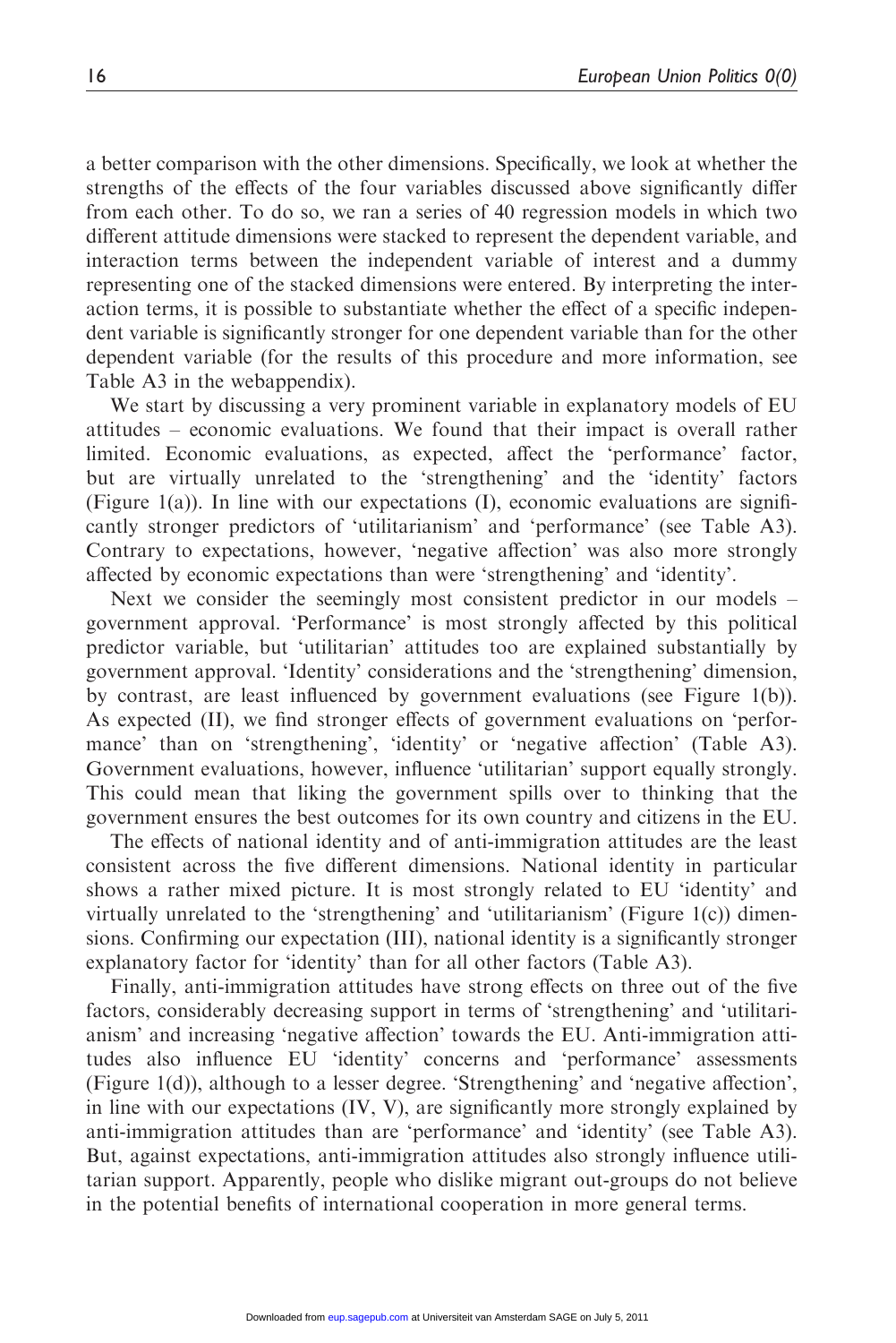a better comparison with the other dimensions. Specifically, we look at whether the strengths of the effects of the four variables discussed above significantly differ from each other. To do so, we ran a series of 40 regression models in which two different attitude dimensions were stacked to represent the dependent variable, and interaction terms between the independent variable of interest and a dummy representing one of the stacked dimensions were entered. By interpreting the interaction terms, it is possible to substantiate whether the effect of a specific independent variable is significantly stronger for one dependent variable than for the other dependent variable (for the results of this procedure and more information, see Table A3 in the webappendix).

We start by discussing a very prominent variable in explanatory models of EU attitudes – economic evaluations. We found that their impact is overall rather limited. Economic evaluations, as expected, affect the 'performance' factor, but are virtually unrelated to the 'strengthening' and the 'identity' factors (Figure 1(a)). In line with our expectations (I), economic evaluations are significantly stronger predictors of 'utilitarianism' and 'performance' (see Table A3). Contrary to expectations, however, 'negative affection' was also more strongly affected by economic expectations than were 'strengthening' and 'identity'.

Next we consider the seemingly most consistent predictor in our models – government approval. 'Performance' is most strongly affected by this political predictor variable, but 'utilitarian' attitudes too are explained substantially by government approval. 'Identity' considerations and the 'strengthening' dimension, by contrast, are least influenced by government evaluations (see Figure 1(b)). As expected (II), we find stronger effects of government evaluations on 'performance' than on 'strengthening', 'identity' or 'negative affection' (Table A3). Government evaluations, however, influence 'utilitarian' support equally strongly. This could mean that liking the government spills over to thinking that the government ensures the best outcomes for its own country and citizens in the EU.

The effects of national identity and of anti-immigration attitudes are the least consistent across the five different dimensions. National identity in particular shows a rather mixed picture. It is most strongly related to EU 'identity' and virtually unrelated to the 'strengthening' and 'utilitarianism' (Figure 1(c)) dimensions. Confirming our expectation (III), national identity is a significantly stronger explanatory factor for 'identity' than for all other factors (Table A3).

Finally, anti-immigration attitudes have strong effects on three out of the five factors, considerably decreasing support in terms of 'strengthening' and 'utilitarianism' and increasing 'negative affection' towards the EU. Anti-immigration attitudes also influence EU 'identity' concerns and 'performance' assessments (Figure 1(d)), although to a lesser degree. 'Strengthening' and 'negative affection', in line with our expectations (IV, V), are significantly more strongly explained by anti-immigration attitudes than are 'performance' and 'identity' (see Table A3). But, against expectations, anti-immigration attitudes also strongly influence utilitarian support. Apparently, people who dislike migrant out-groups do not believe in the potential benefits of international cooperation in more general terms.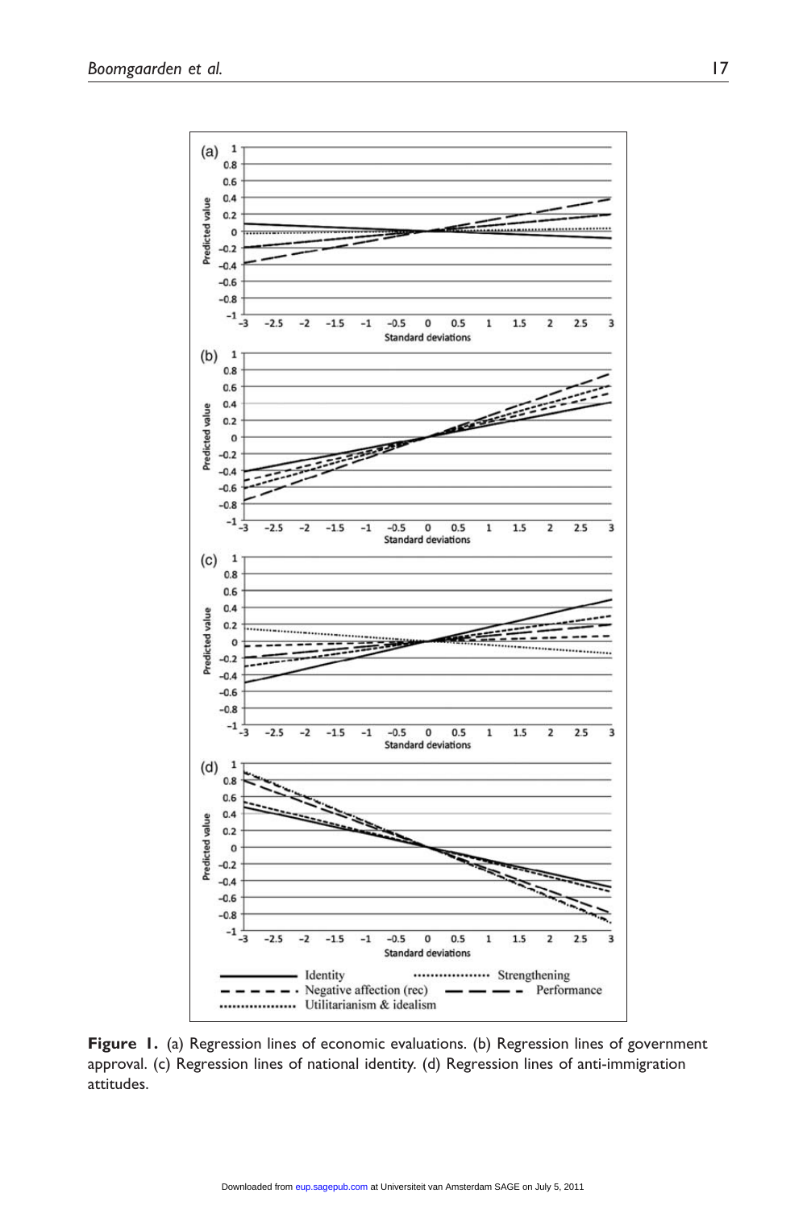**Figure 1.** (a) Regression lines of economic evaluations. (b) Regression lines of government approval. (c) Regression lines of national identity. (d) Regression lines of anti-immigration attitudes.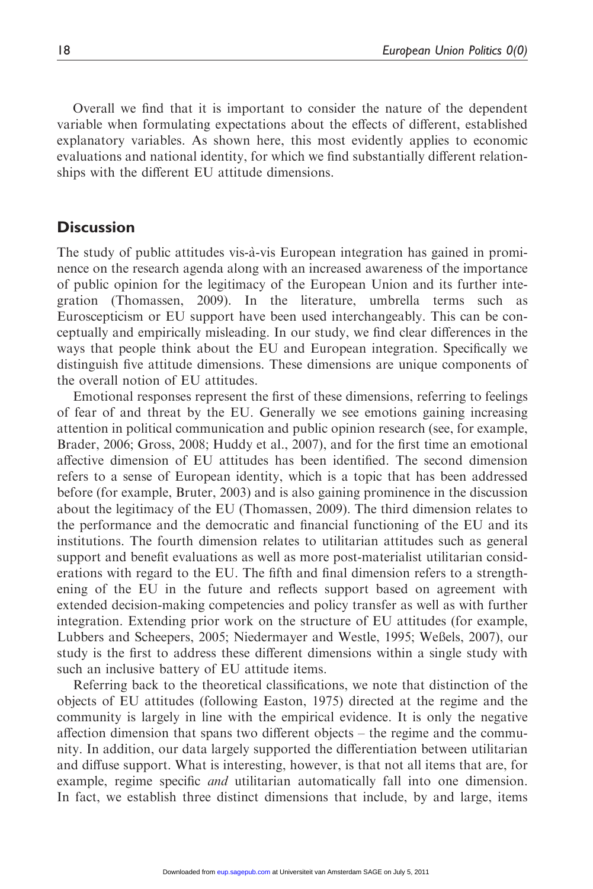Overall we find that it is important to consider the nature of the dependent variable when formulating expectations about the effects of different, established explanatory variables. As shown here, this most evidently applies to economic evaluations and national identity, for which we find substantially different relationships with the different EU attitude dimensions.

## Discussion

The study of public attitudes vis-à-vis European integration has gained in prominence on the research agenda along with an increased awareness of the importance of public opinion for the legitimacy of the European Union and its further integration (Thomassen, 2009). In the literature, umbrella terms such as Euroscepticism or EU support have been used interchangeably. This can be conceptually and empirically misleading. In our study, we find clear differences in the ways that people think about the EU and European integration. Specifically we distinguish five attitude dimensions. These dimensions are unique components of the overall notion of EU attitudes.

Emotional responses represent the first of these dimensions, referring to feelings of fear of and threat by the EU. Generally we see emotions gaining increasing attention in political communication and public opinion research (see, for example, Brader, 2006; Gross, 2008; Huddy et al., 2007), and for the first time an emotional affective dimension of EU attitudes has been identified. The second dimension refers to a sense of European identity, which is a topic that has been addressed before (for example, Bruter, 2003) and is also gaining prominence in the discussion about the legitimacy of the EU (Thomassen, 2009). The third dimension relates to the performance and the democratic and financial functioning of the EU and its institutions. The fourth dimension relates to utilitarian attitudes such as general support and benefit evaluations as well as more post-materialist utilitarian considerations with regard to the EU. The fifth and final dimension refers to a strengthening of the EU in the future and reflects support based on agreement with extended decision-making competencies and policy transfer as well as with further integration. Extending prior work on the structure of EU attitudes (for example, Lubbers and Scheepers, 2005; Niedermayer and Westle, 1995; Weßels, 2007), our study is the first to address these different dimensions within a single study with such an inclusive battery of EU attitude items.

Referring back to the theoretical classifications, we note that distinction of the objects of EU attitudes (following Easton, 1975) directed at the regime and the community is largely in line with the empirical evidence. It is only the negative affection dimension that spans two different objects – the regime and the community. In addition, our data largely supported the differentiation between utilitarian and diffuse support. What is interesting, however, is that not all items that are, for example, regime specific *and* utilitarian automatically fall into one dimension. In fact, we establish three distinct dimensions that include, by and large, items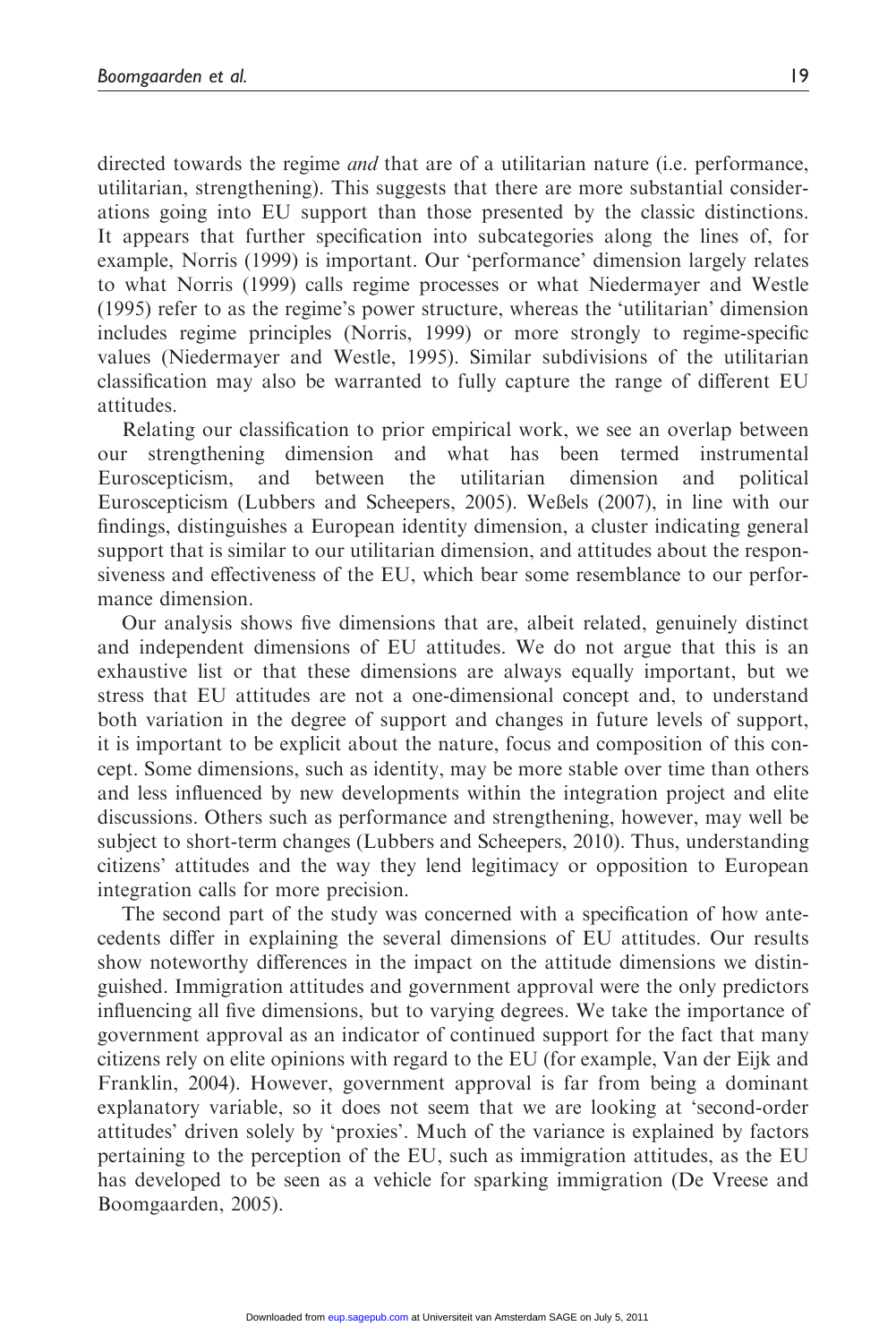directed towards the regime *and* that are of a utilitarian nature (i.e. performance, utilitarian, strengthening). This suggests that there are more substantial considerations going into EU support than those presented by the classic distinctions. It appears that further specification into subcategories along the lines of, for example, Norris (1999) is important. Our 'performance' dimension largely relates to what Norris (1999) calls regime processes or what Niedermayer and Westle (1995) refer to as the regime's power structure, whereas the 'utilitarian' dimension includes regime principles (Norris, 1999) or more strongly to regime-specific values (Niedermayer and Westle, 1995). Similar subdivisions of the utilitarian classification may also be warranted to fully capture the range of different EU attitudes.

Relating our classification to prior empirical work, we see an overlap between our strengthening dimension and what has been termed instrumental Euroscepticism, and between the utilitarian dimension and political Euroscepticism (Lubbers and Scheepers, 2005). Weßels (2007), in line with our findings, distinguishes a European identity dimension, a cluster indicating general support that is similar to our utilitarian dimension, and attitudes about the responsiveness and effectiveness of the EU, which bear some resemblance to our performance dimension.

Our analysis shows five dimensions that are, albeit related, genuinely distinct and independent dimensions of EU attitudes. We do not argue that this is an exhaustive list or that these dimensions are always equally important, but we stress that EU attitudes are not a one-dimensional concept and, to understand both variation in the degree of support and changes in future levels of support, it is important to be explicit about the nature, focus and composition of this concept. Some dimensions, such as identity, may be more stable over time than others and less influenced by new developments within the integration project and elite discussions. Others such as performance and strengthening, however, may well be subject to short-term changes (Lubbers and Scheepers, 2010). Thus, understanding citizens' attitudes and the way they lend legitimacy or opposition to European integration calls for more precision.

The second part of the study was concerned with a specification of how antecedents differ in explaining the several dimensions of EU attitudes. Our results show noteworthy differences in the impact on the attitude dimensions we distinguished. Immigration attitudes and government approval were the only predictors influencing all five dimensions, but to varying degrees. We take the importance of government approval as an indicator of continued support for the fact that many citizens rely on elite opinions with regard to the EU (for example, Van der Eijk and Franklin, 2004). However, government approval is far from being a dominant explanatory variable, so it does not seem that we are looking at 'second-order attitudes' driven solely by 'proxies'. Much of the variance is explained by factors pertaining to the perception of the EU, such as immigration attitudes, as the EU has developed to be seen as a vehicle for sparking immigration (De Vreese and Boomgaarden, 2005).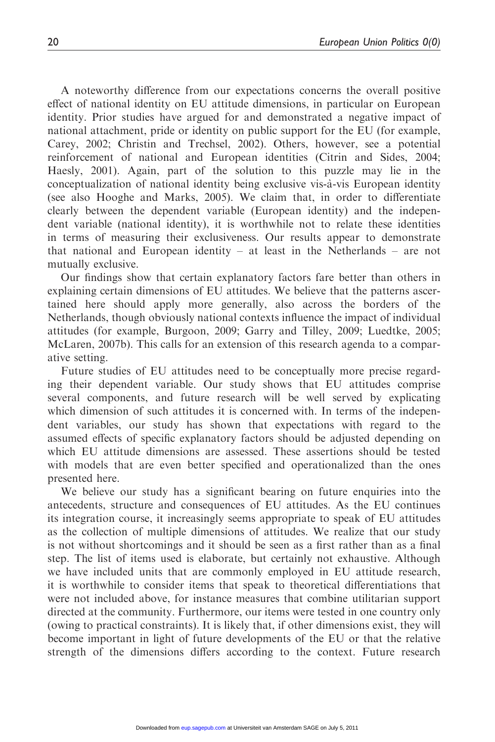A noteworthy difference from our expectations concerns the overall positive effect of national identity on EU attitude dimensions, in particular on European identity. Prior studies have argued for and demonstrated a negative impact of national attachment, pride or identity on public support for the EU (for example, Carey, 2002; Christin and Trechsel, 2002). Others, however, see a potential reinforcement of national and European identities (Citrin and Sides, 2004; Haesly, 2001). Again, part of the solution to this puzzle may lie in the conceptualization of national identity being exclusive vis-à-vis European identity (see also Hooghe and Marks, 2005). We claim that, in order to differentiate clearly between the dependent variable (European identity) and the independent variable (national identity), it is worthwhile not to relate these identities in terms of measuring their exclusiveness. Our results appear to demonstrate that national and European identity – at least in the Netherlands – are not mutually exclusive.

Our findings show that certain explanatory factors fare better than others in explaining certain dimensions of EU attitudes. We believe that the patterns ascertained here should apply more generally, also across the borders of the Netherlands, though obviously national contexts influence the impact of individual attitudes (for example, Burgoon, 2009; Garry and Tilley, 2009; Luedtke, 2005; McLaren, 2007b). This calls for an extension of this research agenda to a comparative setting.

Future studies of EU attitudes need to be conceptually more precise regarding their dependent variable. Our study shows that EU attitudes comprise several components, and future research will be well served by explicating which dimension of such attitudes it is concerned with. In terms of the independent variables, our study has shown that expectations with regard to the assumed effects of specific explanatory factors should be adjusted depending on which EU attitude dimensions are assessed. These assertions should be tested with models that are even better specified and operationalized than the ones presented here.

We believe our study has a significant bearing on future enquiries into the antecedents, structure and consequences of EU attitudes. As the EU continues its integration course, it increasingly seems appropriate to speak of EU attitudes as the collection of multiple dimensions of attitudes. We realize that our study is not without shortcomings and it should be seen as a first rather than as a final step. The list of items used is elaborate, but certainly not exhaustive. Although we have included units that are commonly employed in EU attitude research, it is worthwhile to consider items that speak to theoretical differentiations that were not included above, for instance measures that combine utilitarian support directed at the community. Furthermore, our items were tested in one country only (owing to practical constraints). It is likely that, if other dimensions exist, they will become important in light of future developments of the EU or that the relative strength of the dimensions differs according to the context. Future research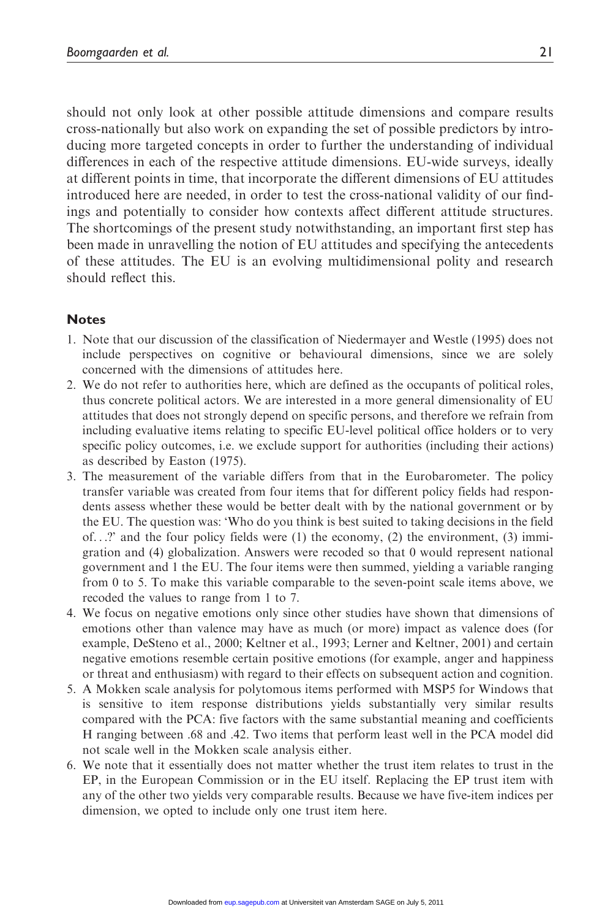should not only look at other possible attitude dimensions and compare results cross-nationally but also work on expanding the set of possible predictors by introducing more targeted concepts in order to further the understanding of individual differences in each of the respective attitude dimensions. EU-wide surveys, ideally at different points in time, that incorporate the different dimensions of EU attitudes introduced here are needed, in order to test the cross-national validity of our findings and potentially to consider how contexts affect different attitude structures. The shortcomings of the present study notwithstanding, an important first step has been made in unravelling the notion of EU attitudes and specifying the antecedents of these attitudes. The EU is an evolving multidimensional polity and research should reflect this.

## Notes

1. Note that our discussion of the classification of Niedermayer and Westle (1995) does not include perspectives on cognitive or behavioural dimensions, since we are solely concerned with the dimensions of attitudes here.
2. We do not refer to authorities here, which are defined as the occupants of political roles, thus concrete political actors. We are interested in a more general dimensionality of EU attitudes that does not strongly depend on specific persons, and therefore we refrain from including evaluative items relating to specific EU-level political office holders or to very specific policy outcomes, i.e. we exclude support for authorities (including their actions) as described by Easton (1975).
3. The measurement of the variable differs from that in the Eurobarometer. The policy transfer variable was created from four items that for different policy fields had respondents assess whether these would be better dealt with by the national government or by the EU. The question was: 'Who do you think is best suited to taking decisions in the field of...?' and the four policy fields were (1) the economy, (2) the environment, (3) immigration and (4) globalization. Answers were recoded so that 0 would represent national government and 1 the EU. The four items were then summed, yielding a variable ranging from 0 to 5. To make this variable comparable to the seven-point scale items above, we recoded the values to range from 1 to 7.
4. We focus on negative emotions only since other studies have shown that dimensions of emotions other than valence may have as much (or more) impact as valence does (for example, DeSteno et al., 2000; Keltner et al., 1993; Lerner and Keltner, 2001) and certain negative emotions resemble certain positive emotions (for example, anger and happiness or threat and enthusiasm) with regard to their effects on subsequent action and cognition.
5. A Mokken scale analysis for polytomous items performed with MSP5 for Windows that is sensitive to item response distributions yields substantially very similar results compared with the PCA: five factors with the same substantial meaning and coefficients H ranging between .68 and .42. Two items that perform least well in the PCA model did not scale well in the Mokken scale analysis either.
6. We note that it essentially does not matter whether the trust item relates to trust in the EP, in the European Commission or in the EU itself. Replacing the EP trust item with any of the other two yields very comparable results. Because we have five-item indices per dimension, we opted to include only one trust item here.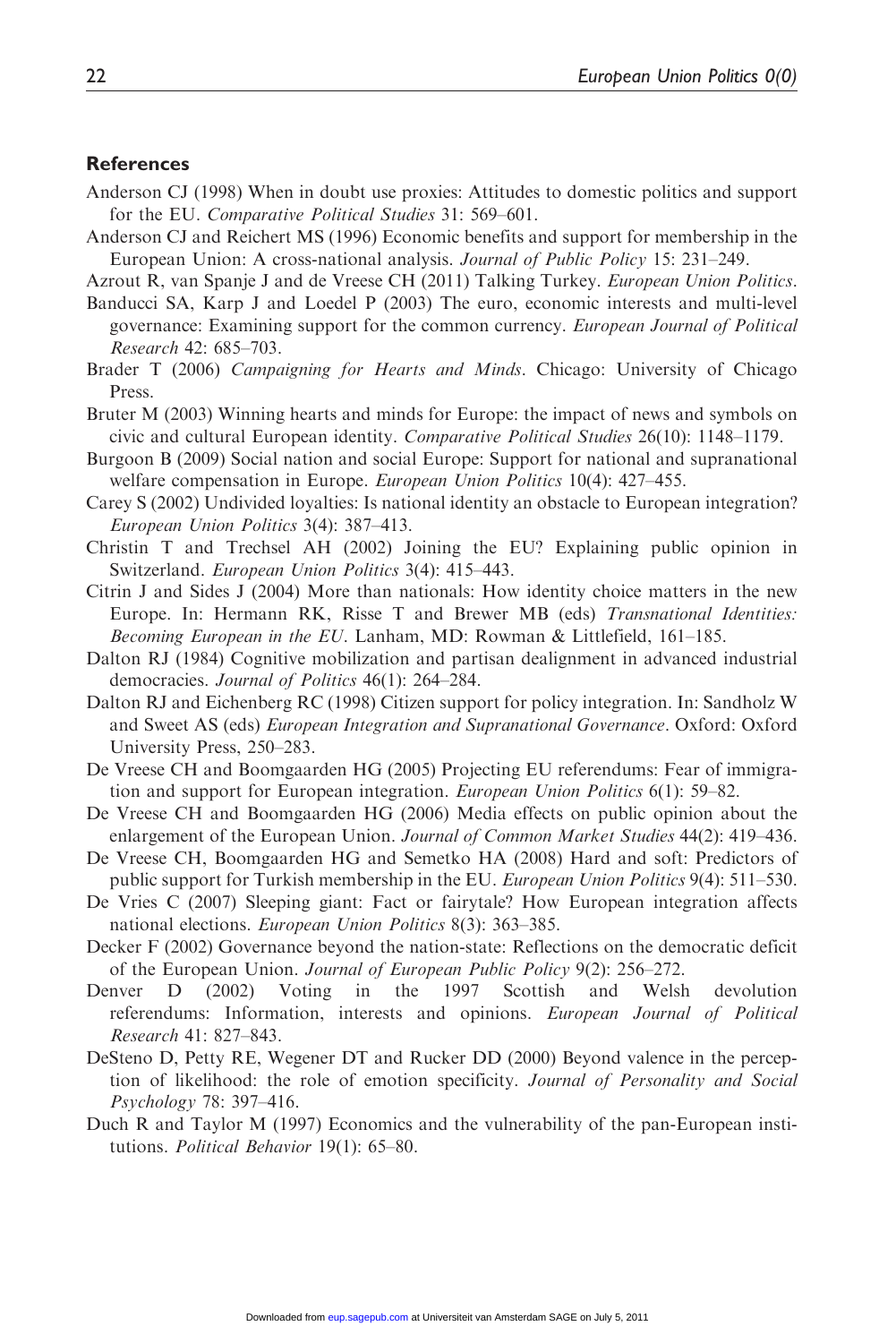## References

Anderson CJ (1998) When in doubt use proxies: Attitudes to domestic politics and support for the EU. *Comparative Political Studies* 31: 569–601.

Anderson CJ and Reichert MS (1996) Economic benefits and support for membership in the European Union: A cross-national analysis. *Journal of Public Policy* 15: 231–249.

Azrout R, van Spanje J and de Vreese CH (2011) Talking Turkey. *European Union Politics*.

Banducci SA, Karp J and Loedel P (2003) The euro, economic interests and multi-level governance: Examining support for the common currency. *European Journal of Political Research* 42: 685–703.

Brader T (2006) *Campaigning for Hearts and Minds*. Chicago: University of Chicago Press.

Bruter M (2003) Winning hearts and minds for Europe: the impact of news and symbols on civic and cultural European identity. *Comparative Political Studies* 26(10): 1148–1179.

Burgoon B (2009) Social nation and social Europe: Support for national and supranational welfare compensation in Europe. *European Union Politics* 10(4): 427–455.

Carey S (2002) Undivided loyalties: Is national identity an obstacle to European integration? *European Union Politics* 3(4): 387–413.

Christin T and Trechsel AH (2002) Joining the EU? Explaining public opinion in Switzerland. *European Union Politics* 3(4): 415–443.

Citrin J and Sides J (2004) More than nationals: How identity choice matters in the new Europe. In: Hermann RK, Risse T and Brewer MB (eds) *Transnational Identities: Becoming European in the EU*. Lanham, MD: Rowman & Littlefield, 161–185.

Dalton RJ (1984) Cognitive mobilization and partisan dealignment in advanced industrial democracies. *Journal of Politics* 46(1): 264–284.

Dalton RJ and Eichenberg RC (1998) Citizen support for policy integration. In: Sandholz W and Sweet AS (eds) *European Integration and Supranational Governance*. Oxford: Oxford University Press, 250–283.

De Vreese CH and Boomgaarden HG (2005) Projecting EU referendums: Fear of immigration and support for European integration. *European Union Politics* 6(1): 59–82.

De Vreese CH and Boomgaarden HG (2006) Media effects on public opinion about the enlargement of the European Union. *Journal of Common Market Studies* 44(2): 419–436.

De Vreese CH, Boomgaarden HG and Semetko HA (2008) Hard and soft: Predictors of public support for Turkish membership in the EU. *European Union Politics* 9(4): 511–530.

De Vries C (2007) Sleeping giant: Fact or fairytale? How European integration affects national elections. *European Union Politics* 8(3): 363–385.

Decker F (2002) Governance beyond the nation-state: Reflections on the democratic deficit of the European Union. *Journal of European Public Policy* 9(2): 256–272.

Denver D (2002) Voting in the 1997 Scottish and Welsh devolution referendums: Information, interests and opinions. *European Journal of Political Research* 41: 827–843.

DeSteno D, Petty RE, Wegener DT and Rucker DD (2000) Beyond valence in the perception of likelihood: the role of emotion specificity. *Journal of Personality and Social Psychology* 78: 397–416.

Duch R and Taylor M (1997) Economics and the vulnerability of the pan-European institutions. *Political Behavior* 19(1): 65–80.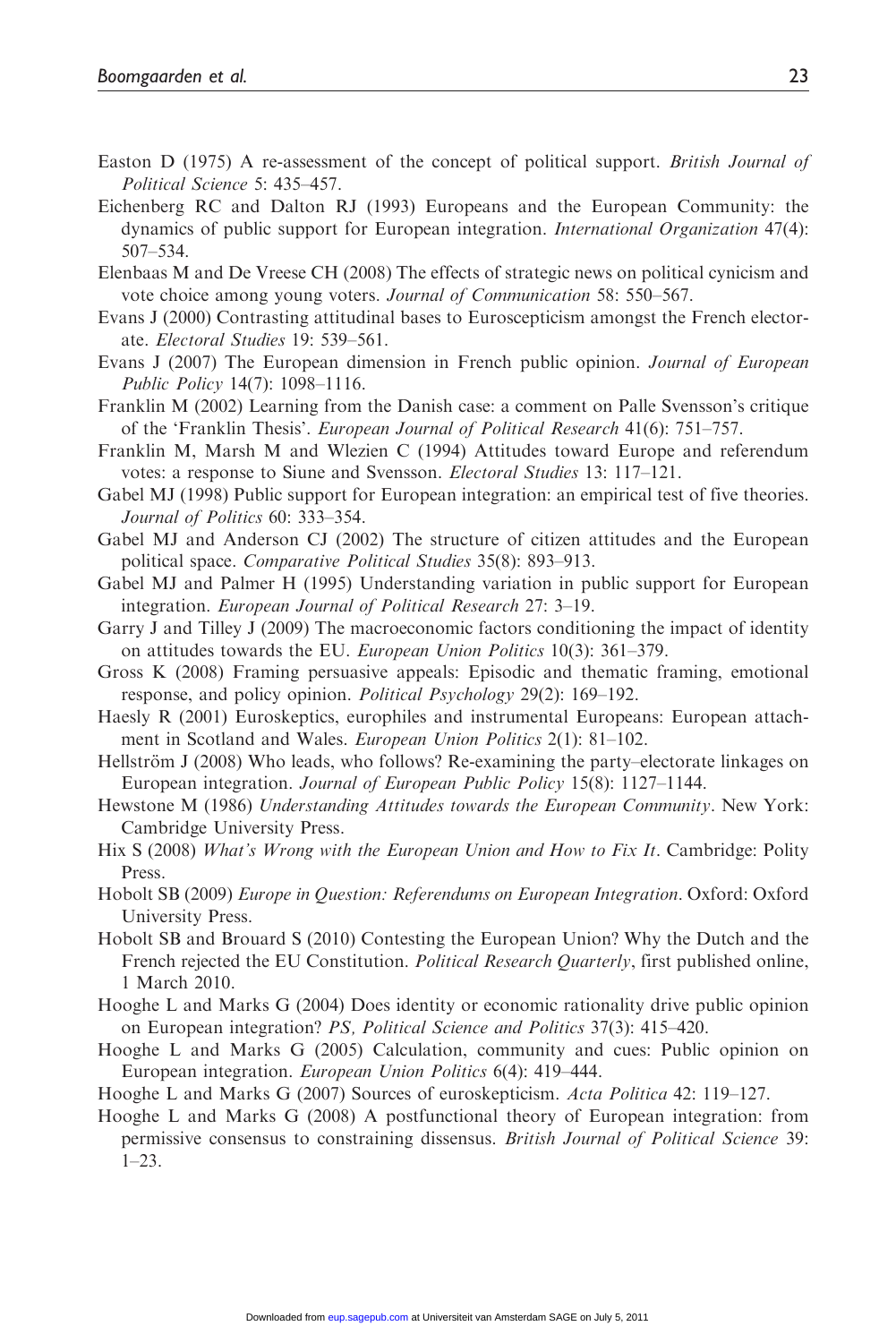Easton D (1975) A re-assessment of the concept of political support. *British Journal of Political Science* 5: 435–457.

Eichenberg RC and Dalton RJ (1993) Europeans and the European Community: the dynamics of public support for European integration. *International Organization* 47(4): 507–534.

Elenbaas M and De Vreese CH (2008) The effects of strategic news on political cynicism and vote choice among young voters. *Journal of Communication* 58: 550–567.

Evans J (2000) Contrasting attitudinal bases to Euroscepticism amongst the French electorate. *Electoral Studies* 19: 539–561.

Evans J (2007) The European dimension in French public opinion. *Journal of European Public Policy* 14(7): 1098–1116.

Franklin M (2002) Learning from the Danish case: a comment on Palle Svensson's critique of the 'Franklin Thesis'. *European Journal of Political Research* 41(6): 751–757.

Franklin M, Marsh M and Wlezien C (1994) Attitudes toward Europe and referendum votes: a response to Siune and Svensson. *Electoral Studies* 13: 117–121.

Gabel MJ (1998) Public support for European integration: an empirical test of five theories. *Journal of Politics* 60: 333–354.

Gabel MJ and Anderson CJ (2002) The structure of citizen attitudes and the European political space. *Comparative Political Studies* 35(8): 893–913.

Gabel MJ and Palmer H (1995) Understanding variation in public support for European integration. *European Journal of Political Research* 27: 3–19.

Garry J and Tilley J (2009) The macroeconomic factors conditioning the impact of identity on attitudes towards the EU. *European Union Politics* 10(3): 361–379.

Gross K (2008) Framing persuasive appeals: Episodic and thematic framing, emotional response, and policy opinion. *Political Psychology* 29(2): 169–192.

Haesly R (2001) Euroskeptics, europhiles and instrumental Europeans: European attachment in Scotland and Wales. *European Union Politics* 2(1): 81–102.

Hellström J (2008) Who leads, who follows? Re-examining the party–electorate linkages on European integration. *Journal of European Public Policy* 15(8): 1127–1144.

Hewstone M (1986) *Understanding Attitudes towards the European Community*. New York: Cambridge University Press.

Hix S (2008) *What's Wrong with the European Union and How to Fix It*. Cambridge: Polity Press.

Hobolt SB (2009) *Europe in Question: Referendums on European Integration*. Oxford: Oxford University Press.

Hobolt SB and Brouard S (2010) Contesting the European Union? Why the Dutch and the French rejected the EU Constitution. *Political Research Quarterly*, first published online, 1 March 2010.

Hooghe L and Marks G (2004) Does identity or economic rationality drive public opinion on European integration? *PS, Political Science and Politics* 37(3): 415–420.

Hooghe L and Marks G (2005) Calculation, community and cues: Public opinion on European integration. *European Union Politics* 6(4): 419–444.

Hooghe L and Marks G (2007) Sources of euroskepticism. *Acta Politica* 42: 119–127.

Hooghe L and Marks G (2008) A postfunctional theory of European integration: from permissive consensus to constraining dissensus. *British Journal of Political Science* 39: 1–23.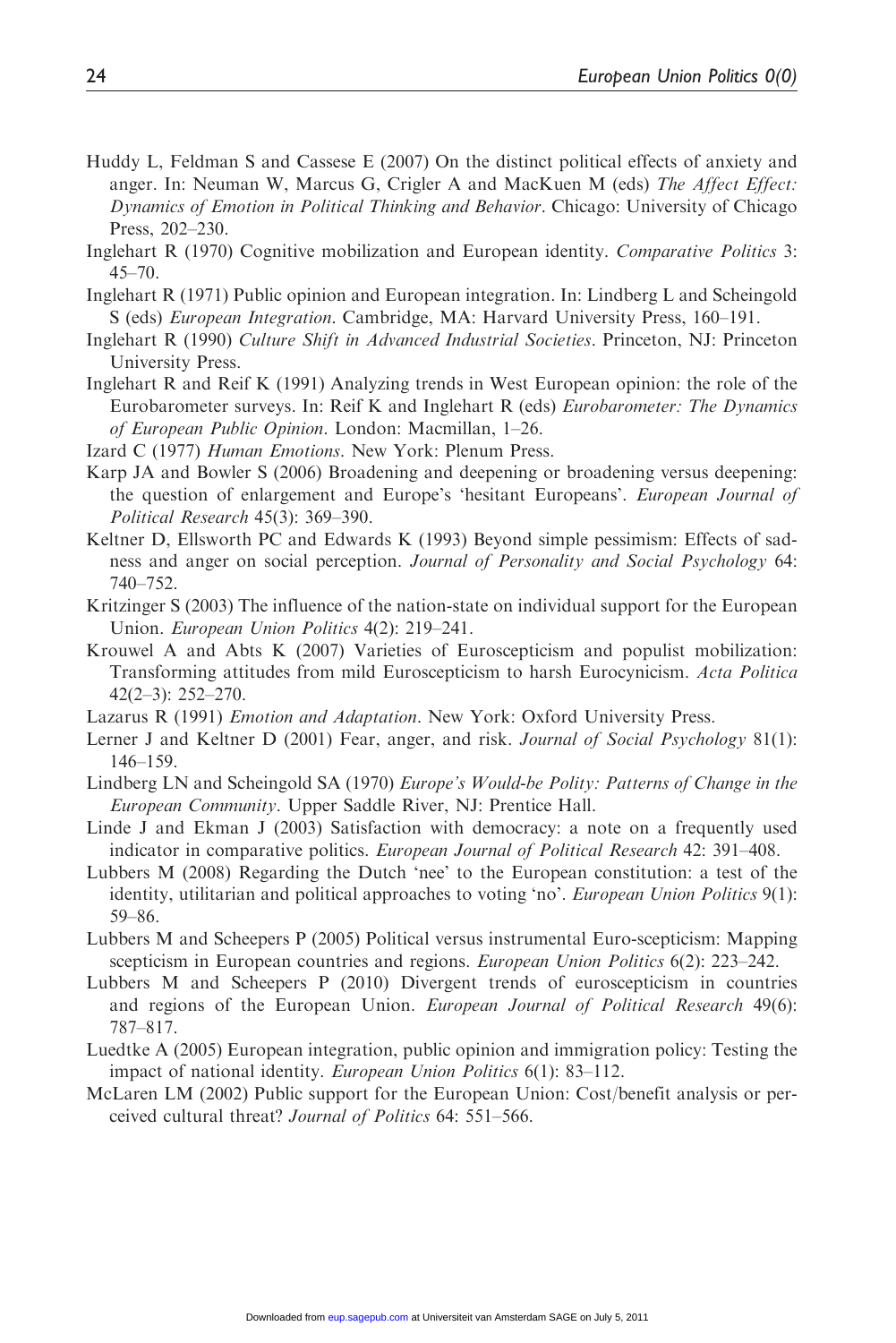Huddy L, Feldman S and Cassese E (2007) On the distinct political effects of anxiety and anger. In: Neuman W, Marcus G, Crigler A and MacKuen M (eds) *The Affect Effect: Dynamics of Emotion in Political Thinking and Behavior*. Chicago: University of Chicago Press, 202–230.

Inglehart R (1970) Cognitive mobilization and European identity. *Comparative Politics* 3: 45–70.

Inglehart R (1971) Public opinion and European integration. In: Lindberg L and Scheingold S (eds) *European Integration*. Cambridge, MA: Harvard University Press, 160–191.

Inglehart R (1990) *Culture Shift in Advanced Industrial Societies*. Princeton, NJ: Princeton University Press.

Inglehart R and Reif K (1991) Analyzing trends in West European opinion: the role of the Eurobarometer surveys. In: Reif K and Inglehart R (eds) *Eurobarometer: The Dynamics of European Public Opinion*. London: Macmillan, 1–26.

Izard C (1977) *Human Emotions*. New York: Plenum Press.

Karp JA and Bowler S (2006) Broadening and deepening or broadening versus deepening: the question of enlargement and Europe's 'hesitant Europeans'. *European Journal of Political Research* 45(3): 369–390.

Keltner D, Ellsworth PC and Edwards K (1993) Beyond simple pessimism: Effects of sadness and anger on social perception. *Journal of Personality and Social Psychology* 64: 740–752.

Kritzinger S (2003) The influence of the nation-state on individual support for the European Union. *European Union Politics* 4(2): 219–241.

Krouwel A and Abts K (2007) Varieties of Euroscepticism and populist mobilization: Transforming attitudes from mild Euroscepticism to harsh Eurocynicism. *Acta Politica* 42(2–3): 252–270.

Lazarus R (1991) *Emotion and Adaptation*. New York: Oxford University Press.

Lerner J and Keltner D (2001) Fear, anger, and risk. *Journal of Social Psychology* 81(1): 146–159.

Lindberg LN and Scheingold SA (1970) *Europe's Would-be Polity: Patterns of Change in the European Community*. Upper Saddle River, NJ: Prentice Hall.

Linde J and Ekman J (2003) Satisfaction with democracy: a note on a frequently used indicator in comparative politics. *European Journal of Political Research* 42: 391–408.

Lubbers M (2008) Regarding the Dutch 'nee' to the European constitution: a test of the identity, utilitarian and political approaches to voting 'no'. *European Union Politics* 9(1): 59–86.

Lubbers M and Scheepers P (2005) Political versus instrumental Euro-scepticism: Mapping scepticism in European countries and regions. *European Union Politics* 6(2): 223–242.

Lubbers M and Scheepers P (2010) Divergent trends of euroscepticism in countries and regions of the European Union. *European Journal of Political Research* 49(6): 787–817.

Luedtke A (2005) European integration, public opinion and immigration policy: Testing the impact of national identity. *European Union Politics* 6(1): 83–112.

McLaren LM (2002) Public support for the European Union: Cost/benefit analysis or perceived cultural threat? *Journal of Politics* 64: 551–566.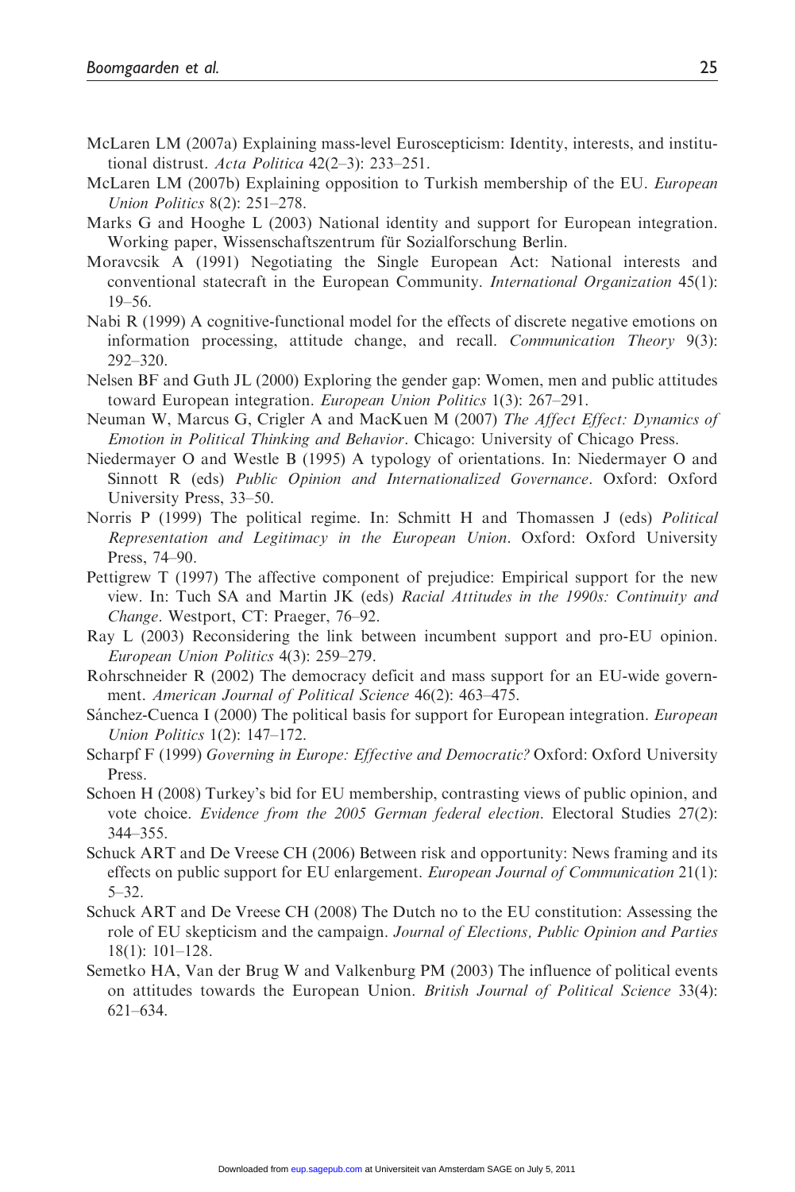McLaren LM (2007a) Explaining mass-level Euroscepticism: Identity, interests, and institutional distrust. *Acta Politica* 42(2–3): 233–251.

McLaren LM (2007b) Explaining opposition to Turkish membership of the EU. *European Union Politics* 8(2): 251–278.

Marks G and Hooghe L (2003) National identity and support for European integration. Working paper, Wissenschaftszentrum für Sozialforschung Berlin.

Moravcsik A (1991) Negotiating the Single European Act: National interests and conventional statecraft in the European Community. *International Organization* 45(1): 19–56.

Nabi R (1999) A cognitive-functional model for the effects of discrete negative emotions on information processing, attitude change, and recall. *Communication Theory* 9(3): 292–320.

Nelsen BF and Guth JL (2000) Exploring the gender gap: Women, men and public attitudes toward European integration. *European Union Politics* 1(3): 267–291.

Neuman W, Marcus G, Crigler A and MacKuen M (2007) *The Affect Effect: Dynamics of Emotion in Political Thinking and Behavior*. Chicago: University of Chicago Press.

Niedermayer O and Westle B (1995) A typology of orientations. In: Niedermayer O and Sinnott R (eds) *Public Opinion and Internationalized Governance*. Oxford: Oxford University Press, 33–50.

Norris P (1999) The political regime. In: Schmitt H and Thomassen J (eds) *Political Representation and Legitimacy in the European Union*. Oxford: Oxford University Press, 74–90.

Pettigrew T (1997) The affective component of prejudice: Empirical support for the new view. In: Tuch SA and Martin JK (eds) *Racial Attitudes in the 1990s: Continuity and Change*. Westport, CT: Praeger, 76–92.

Ray L (2003) Reconsidering the link between incumbent support and pro-EU opinion. *European Union Politics* 4(3): 259–279.

Rohrschneider R (2002) The democracy deficit and mass support for an EU-wide government. *American Journal of Political Science* 46(2): 463–475.

Sánchez-Cuenca I (2000) The political basis for support for European integration. *European Union Politics* 1(2): 147–172.

Scharpf F (1999) *Governing in Europe: Effective and Democratic?* Oxford: Oxford University Press.

Schoen H (2008) Turkey's bid for EU membership, contrasting views of public opinion, and vote choice. *Evidence from the 2005 German federal election*. Electoral Studies 27(2): 344–355.

Schuck ART and De Vreese CH (2006) Between risk and opportunity: News framing and its effects on public support for EU enlargement. *European Journal of Communication* 21(1): 5–32.

Schuck ART and De Vreese CH (2008) The Dutch no to the EU constitution: Assessing the role of EU skepticism and the campaign. *Journal of Elections, Public Opinion and Parties* 18(1): 101–128.

Semetko HA, Van der Brug W and Valkenburg PM (2003) The influence of political events on attitudes towards the European Union. *British Journal of Political Science* 33(4): 621–634.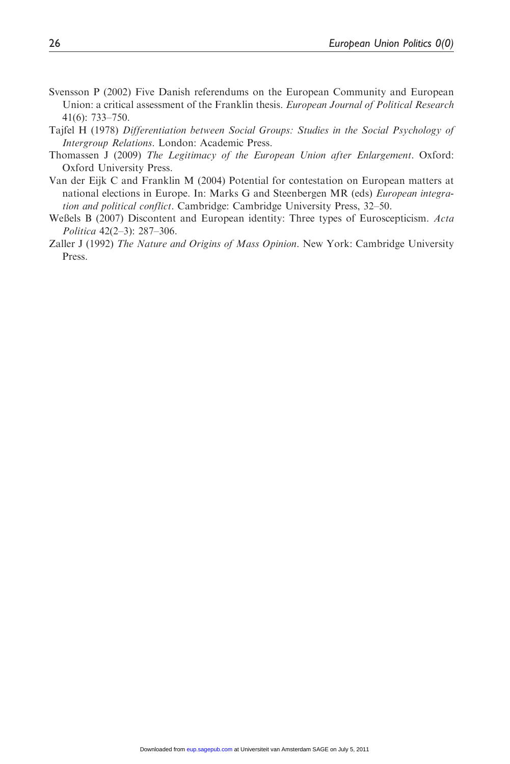Svensson P (2002) Five Danish referendums on the European Community and European Union: a critical assessment of the Franklin thesis. *European Journal of Political Research* 41(6): 733–750.

Tajfel H (1978) *Differentiation between Social Groups: Studies in the Social Psychology of Intergroup Relations*. London: Academic Press.

Thomassen J (2009) *The Legitimacy of the European Union after Enlargement*. Oxford: Oxford University Press.

Van der Eijk C and Franklin M (2004) Potential for contestation on European matters at national elections in Europe. In: Marks G and Steenbergen MR (eds) *European integration and political conflict*. Cambridge: Cambridge University Press, 32–50.

Weßels B (2007) Discontent and European identity: Three types of Euroscepticism. *Acta Politica* 42(2–3): 287–306.

Zaller J (1992) *The Nature and Origins of Mass Opinion*. New York: Cambridge University Press.